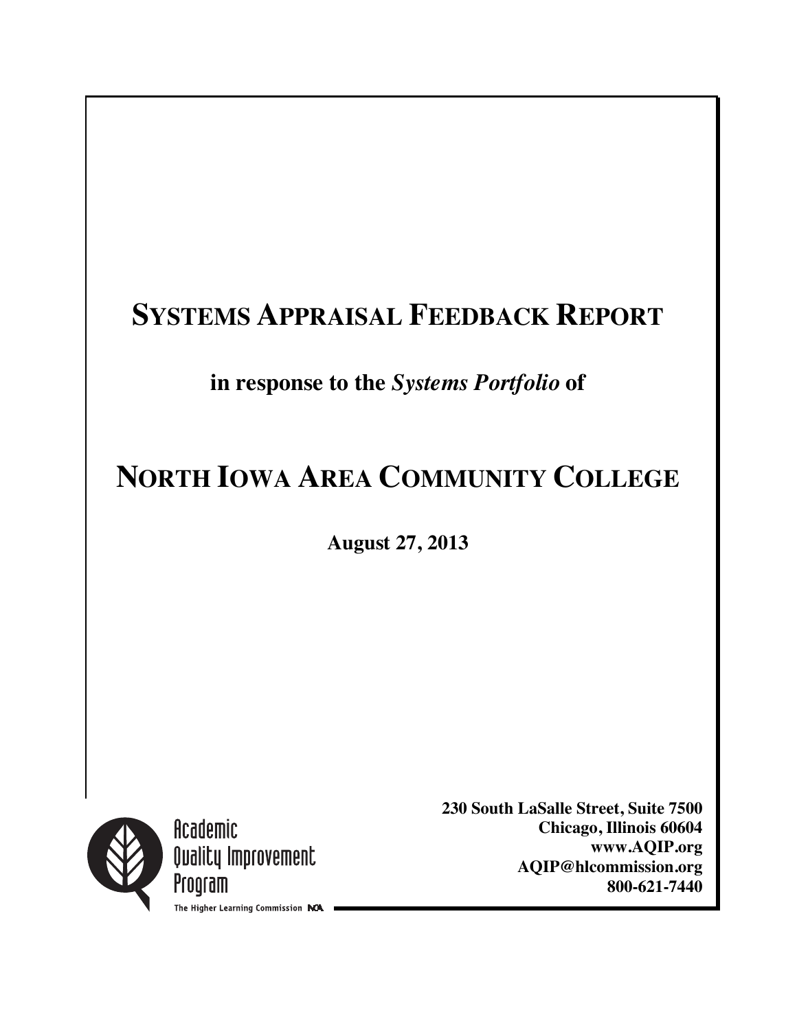# SYSTEMS APPRAISAL FEEDBACK REPORT

**in response to the *Systems Portfolio* of**

# NORTH IOWA AREA COMMUNITY COLLEGE

**August 27, 2013**

Academic Quality Improvement Program

The Higher Learning Commission NCA

**230 South LaSalle Street, Suite 7500**
**Chicago, Illinois 60604**
**www.AQIP.org**
**AQIP@hlcommission.org**
**800-621-7440**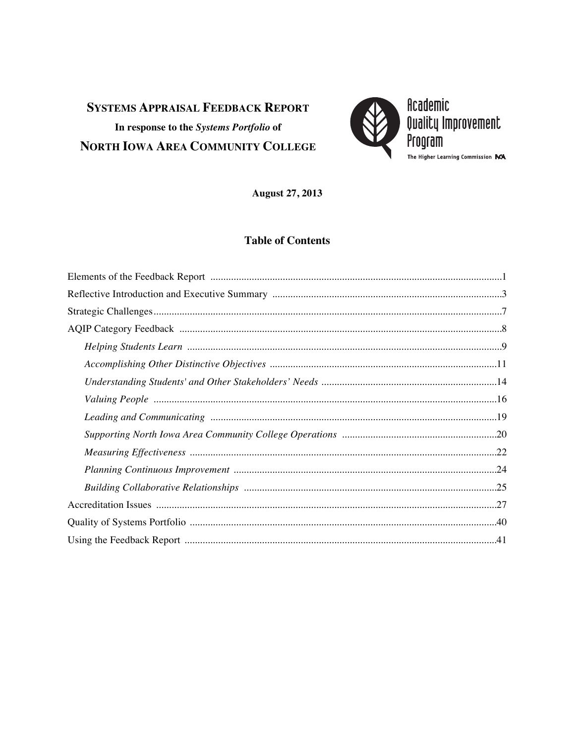**SYSTEMS APPRAISAL FEEDBACK REPORT**

**In response to the *Systems Portfolio* of**

**NORTH IOWA AREA COMMUNITY COLLEGE**

Academic Quality Improvement Program

The Higher Learning Commission

**August 27, 2013**

## Table of Contents

Elements of the Feedback Report ..........1

Reflective Introduction and Executive Summary ..........3

Strategic Challenges..........7

AQIP Category Feedback ..........8

- *Helping Students Learn* ..........9
- *Accomplishing Other Distinctive Objectives* ..........11
- *Understanding Students' and Other Stakeholders' Needs* ..........14
- *Valuing People* ..........16
- *Leading and Communicating* ..........19
- *Supporting North Iowa Area Community College Operations* ..........20
- *Measuring Effectiveness* ..........22
- *Planning Continuous Improvement* ..........24
- *Building Collaborative Relationships* ..........25

Accreditation Issues ..........27

Quality of Systems Portfolio ..........40

Using the Feedback Report ..........41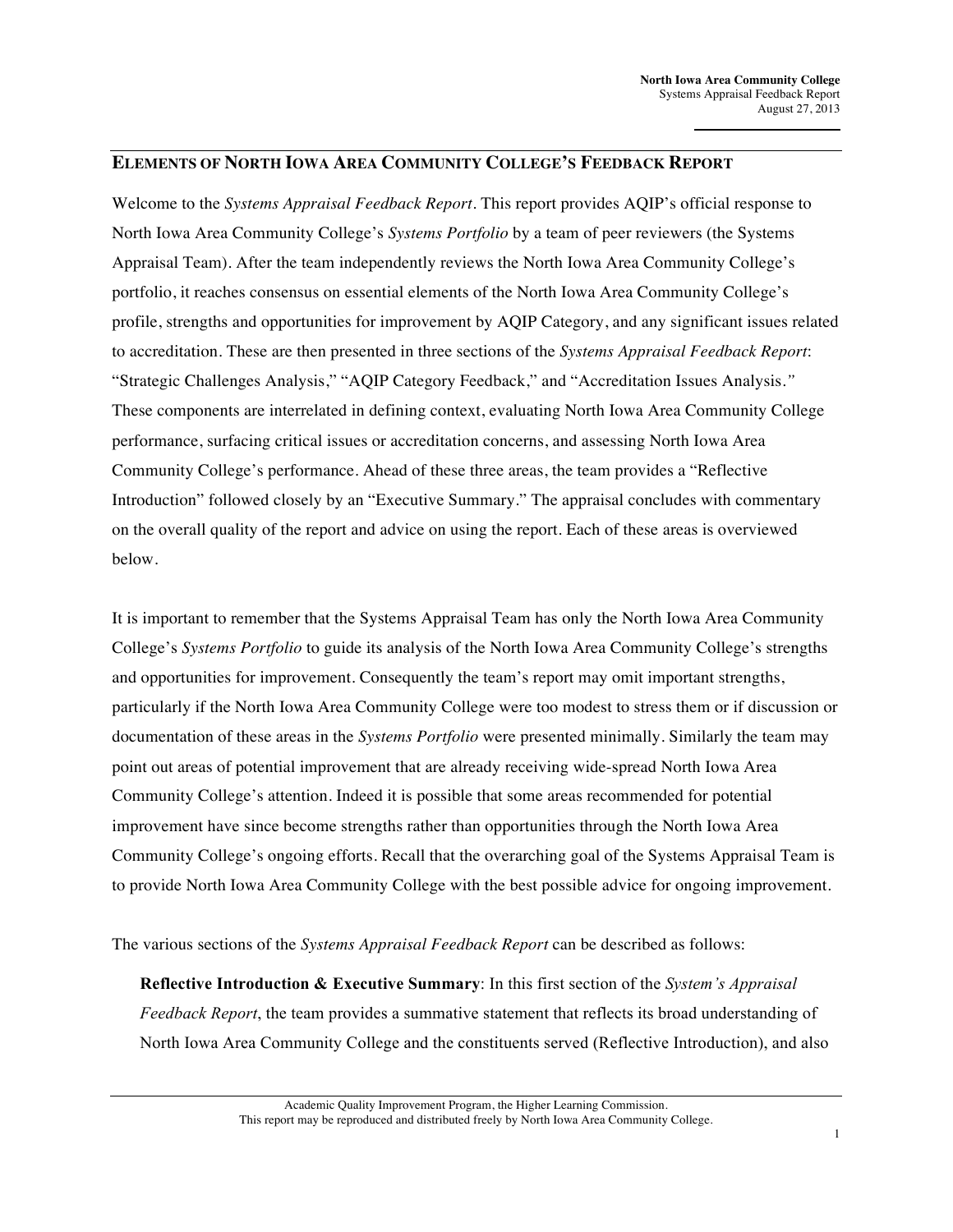## ELEMENTS OF NORTH IOWA AREA COMMUNITY COLLEGE'S FEEDBACK REPORT

Welcome to the *Systems Appraisal Feedback Report*. This report provides AQIP's official response to North Iowa Area Community College's *Systems Portfolio* by a team of peer reviewers (the Systems Appraisal Team). After the team independently reviews the North Iowa Area Community College's portfolio, it reaches consensus on essential elements of the North Iowa Area Community College's profile, strengths and opportunities for improvement by AQIP Category, and any significant issues related to accreditation. These are then presented in three sections of the *Systems Appraisal Feedback Report*: "Strategic Challenges Analysis," "AQIP Category Feedback," and "Accreditation Issues Analysis." These components are interrelated in defining context, evaluating North Iowa Area Community College performance, surfacing critical issues or accreditation concerns, and assessing North Iowa Area Community College's performance. Ahead of these three areas, the team provides a "Reflective Introduction" followed closely by an "Executive Summary." The appraisal concludes with commentary on the overall quality of the report and advice on using the report. Each of these areas is overviewed below.

It is important to remember that the Systems Appraisal Team has only the North Iowa Area Community College's *Systems Portfolio* to guide its analysis of the North Iowa Area Community College's strengths and opportunities for improvement. Consequently the team's report may omit important strengths, particularly if the North Iowa Area Community College were too modest to stress them or if discussion or documentation of these areas in the *Systems Portfolio* were presented minimally. Similarly the team may point out areas of potential improvement that are already receiving wide-spread North Iowa Area Community College's attention. Indeed it is possible that some areas recommended for potential improvement have since become strengths rather than opportunities through the North Iowa Area Community College's ongoing efforts. Recall that the overarching goal of the Systems Appraisal Team is to provide North Iowa Area Community College with the best possible advice for ongoing improvement.

The various sections of the *Systems Appraisal Feedback Report* can be described as follows:

**Reflective Introduction & Executive Summary**: In this first section of the *System's Appraisal Feedback Report*, the team provides a summative statement that reflects its broad understanding of North Iowa Area Community College and the constituents served (Reflective Introduction), and also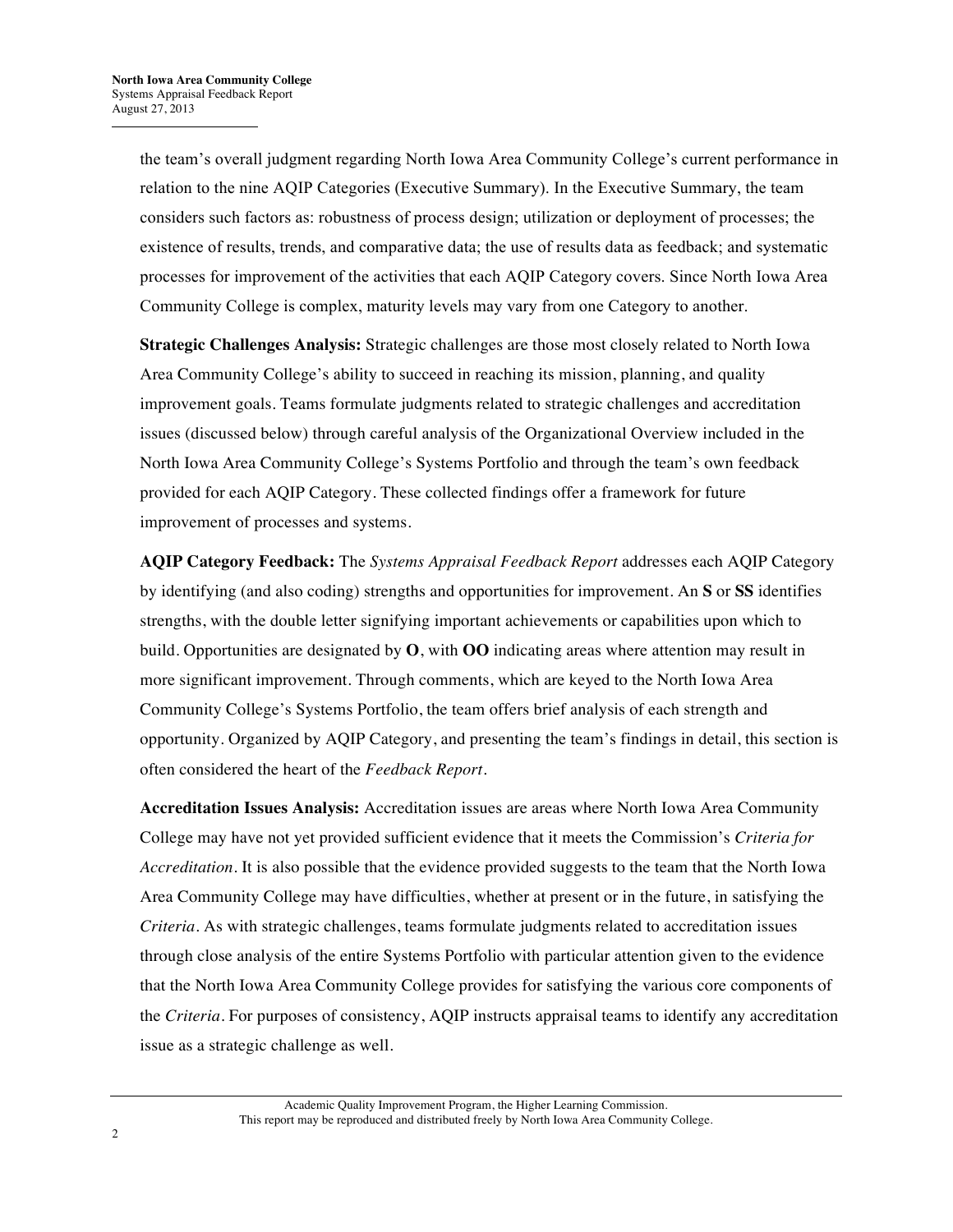the team's overall judgment regarding North Iowa Area Community College's current performance in relation to the nine AQIP Categories (Executive Summary). In the Executive Summary, the team considers such factors as: robustness of process design; utilization or deployment of processes; the existence of results, trends, and comparative data; the use of results data as feedback; and systematic processes for improvement of the activities that each AQIP Category covers. Since North Iowa Area Community College is complex, maturity levels may vary from one Category to another.

**Strategic Challenges Analysis:** Strategic challenges are those most closely related to North Iowa Area Community College's ability to succeed in reaching its mission, planning, and quality improvement goals. Teams formulate judgments related to strategic challenges and accreditation issues (discussed below) through careful analysis of the Organizational Overview included in the North Iowa Area Community College's Systems Portfolio and through the team's own feedback provided for each AQIP Category. These collected findings offer a framework for future improvement of processes and systems.

**AQIP Category Feedback:** The *Systems Appraisal Feedback Report* addresses each AQIP Category by identifying (and also coding) strengths and opportunities for improvement. An **S** or **SS** identifies strengths, with the double letter signifying important achievements or capabilities upon which to build. Opportunities are designated by **O**, with **OO** indicating areas where attention may result in more significant improvement. Through comments, which are keyed to the North Iowa Area Community College's Systems Portfolio, the team offers brief analysis of each strength and opportunity. Organized by AQIP Category, and presenting the team's findings in detail, this section is often considered the heart of the *Feedback Report*.

**Accreditation Issues Analysis:** Accreditation issues are areas where North Iowa Area Community College may have not yet provided sufficient evidence that it meets the Commission's *Criteria for Accreditation*. It is also possible that the evidence provided suggests to the team that the North Iowa Area Community College may have difficulties, whether at present or in the future, in satisfying the *Criteria*. As with strategic challenges, teams formulate judgments related to accreditation issues through close analysis of the entire Systems Portfolio with particular attention given to the evidence that the North Iowa Area Community College provides for satisfying the various core components of the *Criteria*. For purposes of consistency, AQIP instructs appraisal teams to identify any accreditation issue as a strategic challenge as well.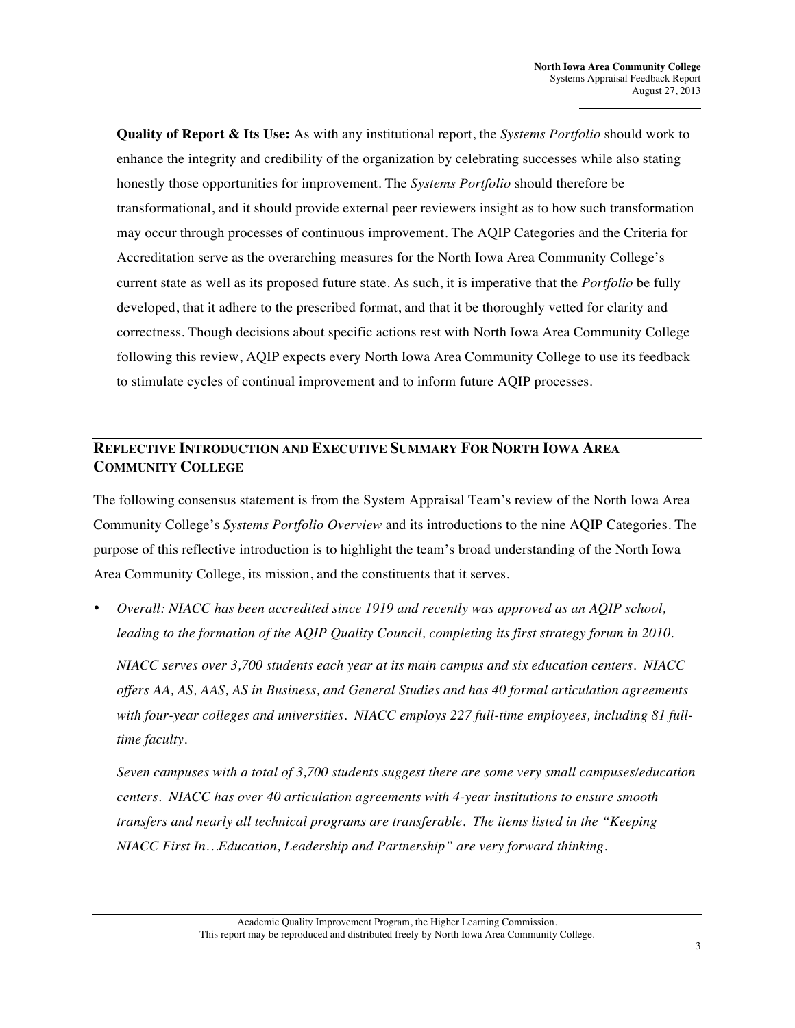**Quality of Report & Its Use:** As with any institutional report, the *Systems Portfolio* should work to enhance the integrity and credibility of the organization by celebrating successes while also stating honestly those opportunities for improvement. The *Systems Portfolio* should therefore be transformational, and it should provide external peer reviewers insight as to how such transformation may occur through processes of continuous improvement. The AQIP Categories and the Criteria for Accreditation serve as the overarching measures for the North Iowa Area Community College's current state as well as its proposed future state. As such, it is imperative that the *Portfolio* be fully developed, that it adhere to the prescribed format, and that it be thoroughly vetted for clarity and correctness. Though decisions about specific actions rest with North Iowa Area Community College following this review, AQIP expects every North Iowa Area Community College to use its feedback to stimulate cycles of continual improvement and to inform future AQIP processes.

## REFLECTIVE INTRODUCTION AND EXECUTIVE SUMMARY FOR NORTH IOWA AREA COMMUNITY COLLEGE

The following consensus statement is from the System Appraisal Team's review of the North Iowa Area Community College's *Systems Portfolio Overview* and its introductions to the nine AQIP Categories. The purpose of this reflective introduction is to highlight the team's broad understanding of the North Iowa Area Community College, its mission, and the constituents that it serves.

- *Overall: NIACC has been accredited since 1919 and recently was approved as an AQIP school, leading to the formation of the AQIP Quality Council, completing its first strategy forum in 2010.*

  *NIACC serves over 3,700 students each year at its main campus and six education centers. NIACC offers AA, AS, AAS, AS in Business, and General Studies and has 40 formal articulation agreements with four-year colleges and universities. NIACC employs 227 full-time employees, including 81 full-time faculty.*

  *Seven campuses with a total of 3,700 students suggest there are some very small campuses/education centers. NIACC has over 40 articulation agreements with 4-year institutions to ensure smooth transfers and nearly all technical programs are transferable. The items listed in the "Keeping NIACC First In…Education, Leadership and Partnership" are very forward thinking.*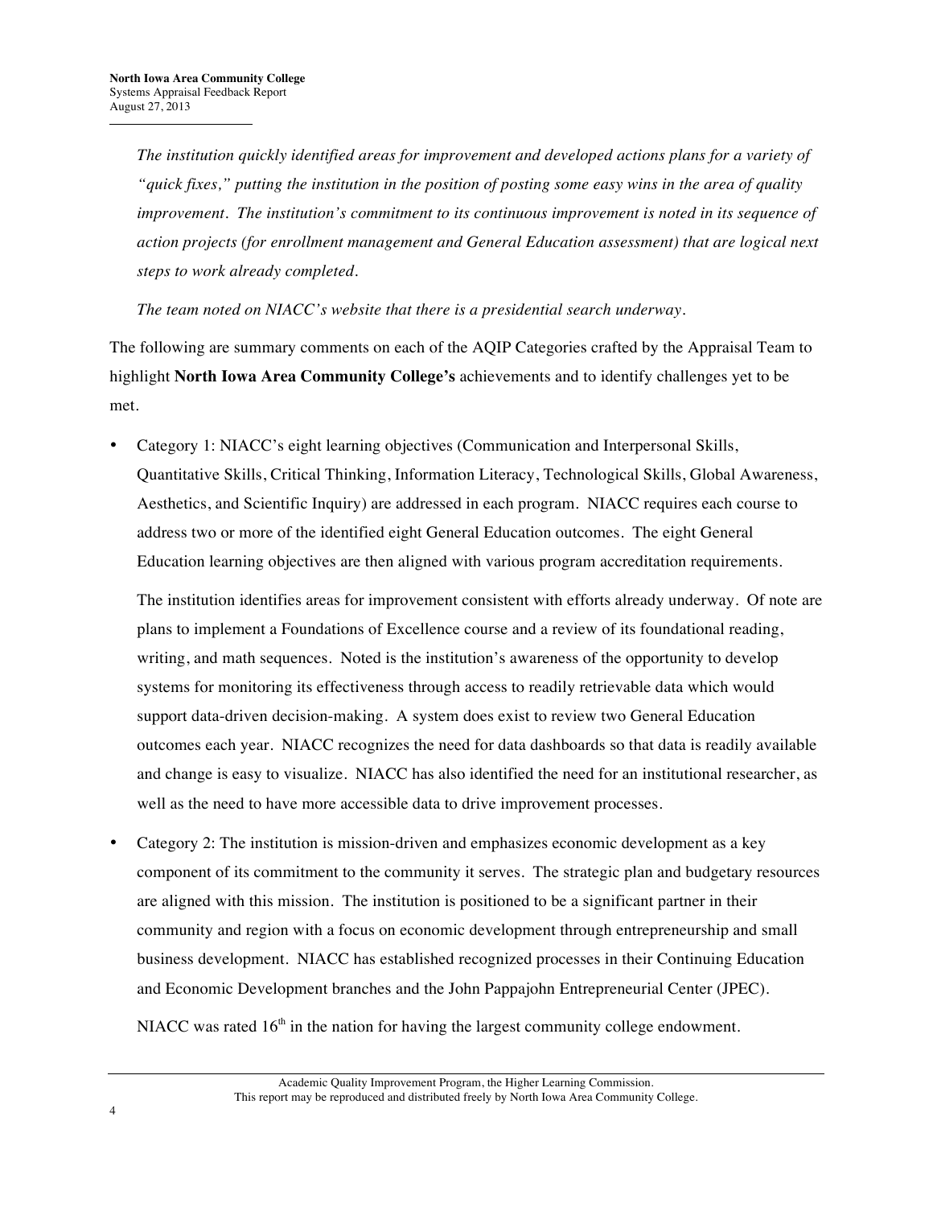*The institution quickly identified areas for improvement and developed actions plans for a variety of "quick fixes," putting the institution in the position of posting some easy wins in the area of quality improvement. The institution's commitment to its continuous improvement is noted in its sequence of action projects (for enrollment management and General Education assessment) that are logical next steps to work already completed.*

*The team noted on NIACC's website that there is a presidential search underway.*

The following are summary comments on each of the AQIP Categories crafted by the Appraisal Team to highlight **North Iowa Area Community College's** achievements and to identify challenges yet to be met.

- Category 1: NIACC's eight learning objectives (Communication and Interpersonal Skills, Quantitative Skills, Critical Thinking, Information Literacy, Technological Skills, Global Awareness, Aesthetics, and Scientific Inquiry) are addressed in each program. NIACC requires each course to address two or more of the identified eight General Education outcomes. The eight General Education learning objectives are then aligned with various program accreditation requirements.

  The institution identifies areas for improvement consistent with efforts already underway. Of note are plans to implement a Foundations of Excellence course and a review of its foundational reading, writing, and math sequences. Noted is the institution's awareness of the opportunity to develop systems for monitoring its effectiveness through access to readily retrievable data which would support data-driven decision-making. A system does exist to review two General Education outcomes each year. NIACC recognizes the need for data dashboards so that data is readily available and change is easy to visualize. NIACC has also identified the need for an institutional researcher, as well as the need to have more accessible data to drive improvement processes.

- Category 2: The institution is mission-driven and emphasizes economic development as a key component of its commitment to the community it serves. The strategic plan and budgetary resources are aligned with this mission. The institution is positioned to be a significant partner in their community and region with a focus on economic development through entrepreneurship and small business development. NIACC has established recognized processes in their Continuing Education and Economic Development branches and the John Pappajohn Entrepreneurial Center (JPEC).

  NIACC was rated 16th in the nation for having the largest community college endowment.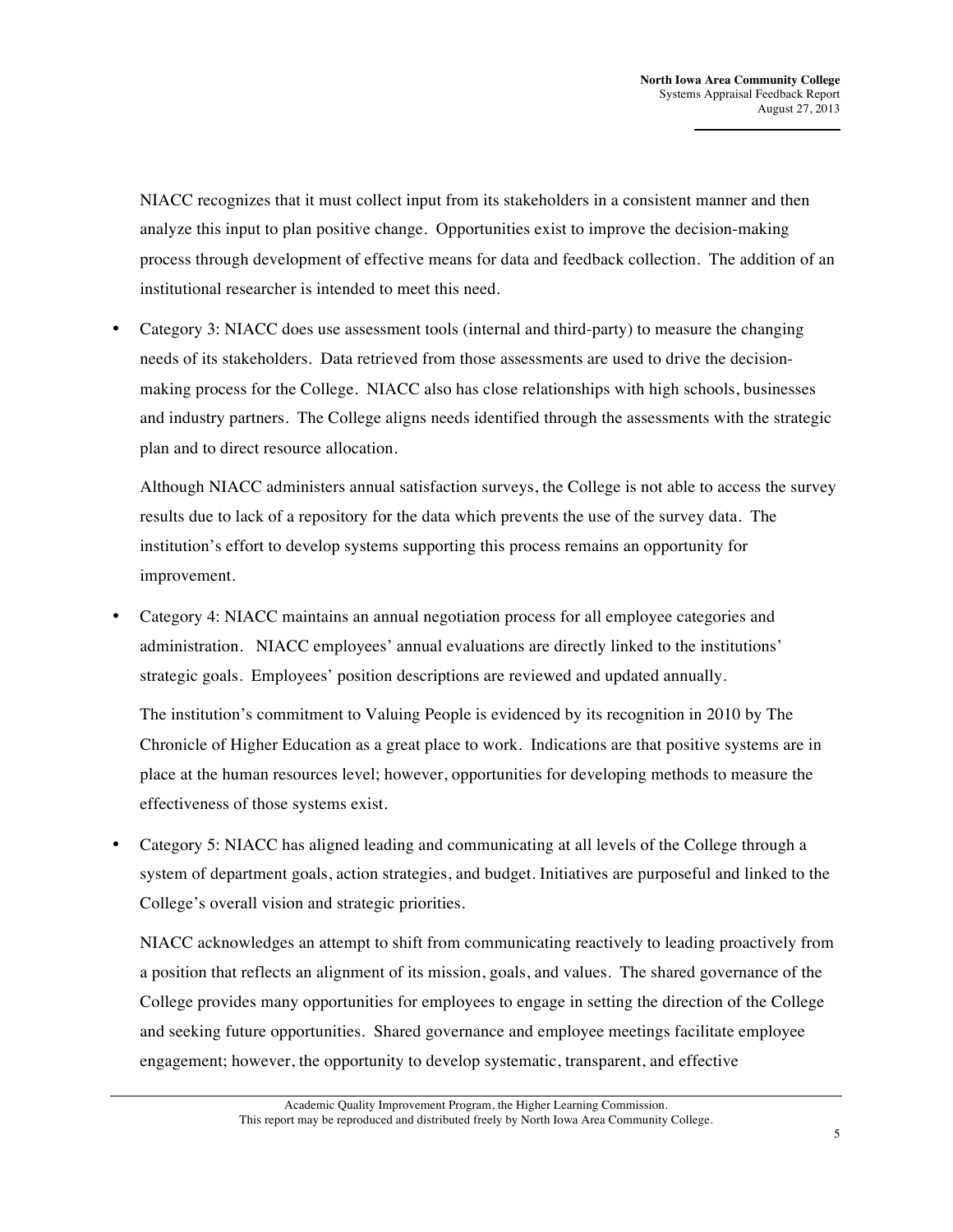NIACC recognizes that it must collect input from its stakeholders in a consistent manner and then analyze this input to plan positive change. Opportunities exist to improve the decision-making process through development of effective means for data and feedback collection. The addition of an institutional researcher is intended to meet this need.

- Category 3: NIACC does use assessment tools (internal and third-party) to measure the changing needs of its stakeholders. Data retrieved from those assessments are used to drive the decision-making process for the College. NIACC also has close relationships with high schools, businesses and industry partners. The College aligns needs identified through the assessments with the strategic plan and to direct resource allocation.

  Although NIACC administers annual satisfaction surveys, the College is not able to access the survey results due to lack of a repository for the data which prevents the use of the survey data. The institution's effort to develop systems supporting this process remains an opportunity for improvement.

- Category 4: NIACC maintains an annual negotiation process for all employee categories and administration. NIACC employees' annual evaluations are directly linked to the institutions' strategic goals. Employees' position descriptions are reviewed and updated annually.

  The institution's commitment to Valuing People is evidenced by its recognition in 2010 by The Chronicle of Higher Education as a great place to work. Indications are that positive systems are in place at the human resources level; however, opportunities for developing methods to measure the effectiveness of those systems exist.

- Category 5: NIACC has aligned leading and communicating at all levels of the College through a system of department goals, action strategies, and budget. Initiatives are purposeful and linked to the College's overall vision and strategic priorities.

  NIACC acknowledges an attempt to shift from communicating reactively to leading proactively from a position that reflects an alignment of its mission, goals, and values. The shared governance of the College provides many opportunities for employees to engage in setting the direction of the College and seeking future opportunities. Shared governance and employee meetings facilitate employee engagement; however, the opportunity to develop systematic, transparent, and effective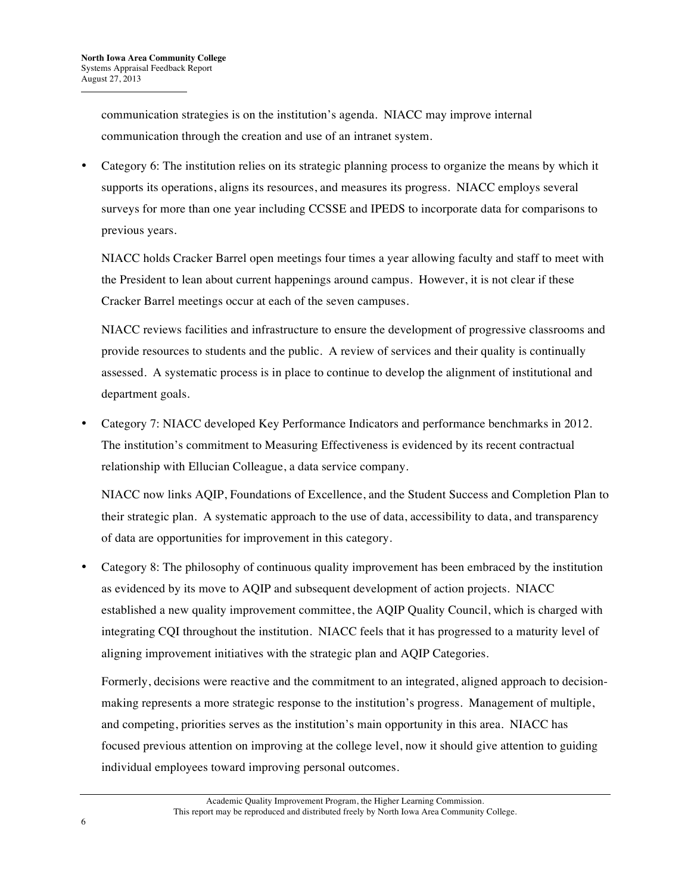communication strategies is on the institution's agenda. NIACC may improve internal communication through the creation and use of an intranet system.

- Category 6: The institution relies on its strategic planning process to organize the means by which it supports its operations, aligns its resources, and measures its progress. NIACC employs several surveys for more than one year including CCSSE and IPEDS to incorporate data for comparisons to previous years.

  NIACC holds Cracker Barrel open meetings four times a year allowing faculty and staff to meet with the President to lean about current happenings around campus. However, it is not clear if these Cracker Barrel meetings occur at each of the seven campuses.

  NIACC reviews facilities and infrastructure to ensure the development of progressive classrooms and provide resources to students and the public. A review of services and their quality is continually assessed. A systematic process is in place to continue to develop the alignment of institutional and department goals.

- Category 7: NIACC developed Key Performance Indicators and performance benchmarks in 2012. The institution's commitment to Measuring Effectiveness is evidenced by its recent contractual relationship with Ellucian Colleague, a data service company.

  NIACC now links AQIP, Foundations of Excellence, and the Student Success and Completion Plan to their strategic plan. A systematic approach to the use of data, accessibility to data, and transparency of data are opportunities for improvement in this category.

- Category 8: The philosophy of continuous quality improvement has been embraced by the institution as evidenced by its move to AQIP and subsequent development of action projects. NIACC established a new quality improvement committee, the AQIP Quality Council, which is charged with integrating CQI throughout the institution. NIACC feels that it has progressed to a maturity level of aligning improvement initiatives with the strategic plan and AQIP Categories.

  Formerly, decisions were reactive and the commitment to an integrated, aligned approach to decision-making represents a more strategic response to the institution's progress. Management of multiple, and competing, priorities serves as the institution's main opportunity in this area. NIACC has focused previous attention on improving at the college level, now it should give attention to guiding individual employees toward improving personal outcomes.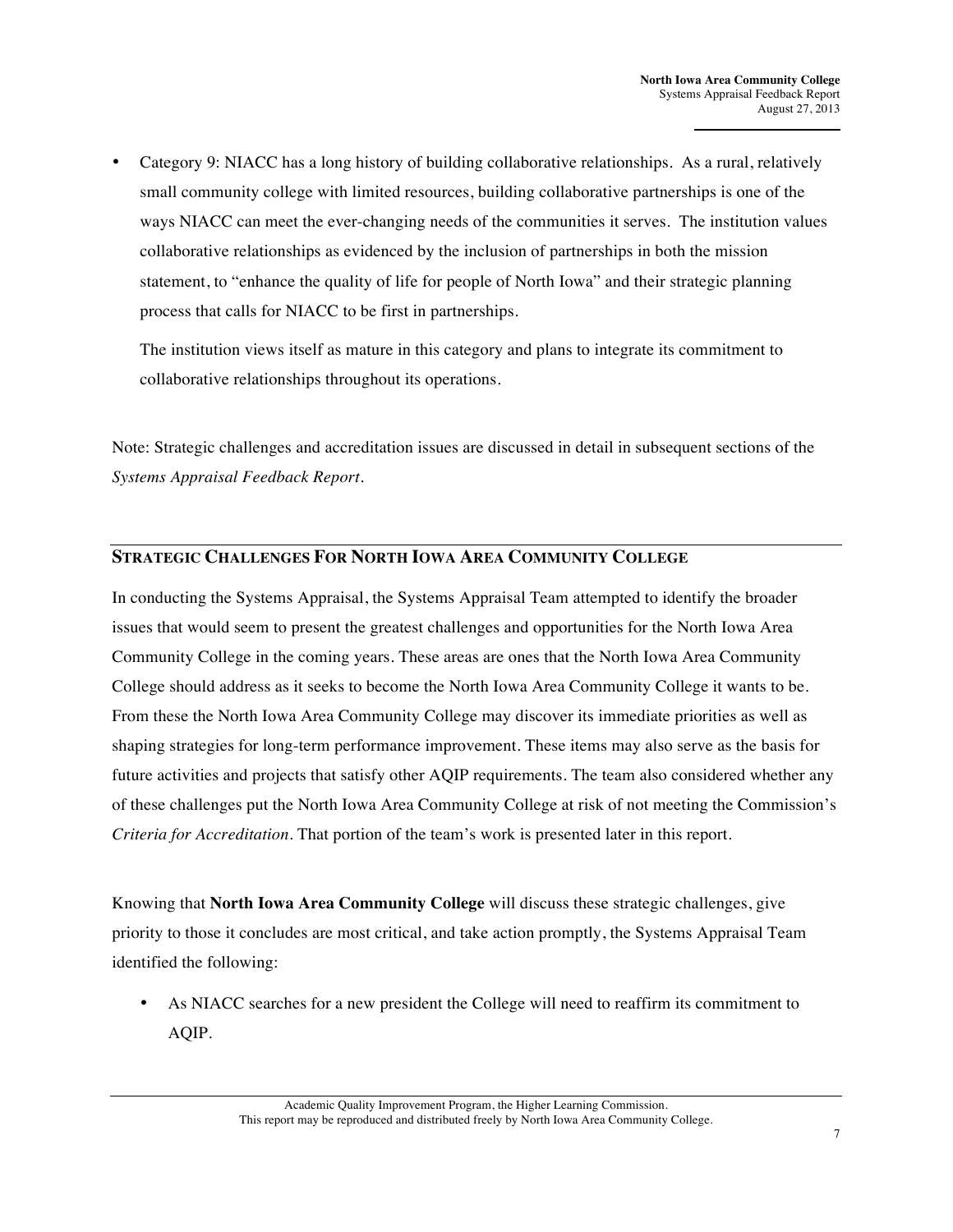- Category 9: NIACC has a long history of building collaborative relationships. As a rural, relatively small community college with limited resources, building collaborative partnerships is one of the ways NIACC can meet the ever-changing needs of the communities it serves. The institution values collaborative relationships as evidenced by the inclusion of partnerships in both the mission statement, to "enhance the quality of life for people of North Iowa" and their strategic planning process that calls for NIACC to be first in partnerships.

  The institution views itself as mature in this category and plans to integrate its commitment to collaborative relationships throughout its operations.

Note: Strategic challenges and accreditation issues are discussed in detail in subsequent sections of the *Systems Appraisal Feedback Report*.

## STRATEGIC CHALLENGES FOR NORTH IOWA AREA COMMUNITY COLLEGE

In conducting the Systems Appraisal, the Systems Appraisal Team attempted to identify the broader issues that would seem to present the greatest challenges and opportunities for the North Iowa Area Community College in the coming years. These areas are ones that the North Iowa Area Community College should address as it seeks to become the North Iowa Area Community College it wants to be. From these the North Iowa Area Community College may discover its immediate priorities as well as shaping strategies for long-term performance improvement. These items may also serve as the basis for future activities and projects that satisfy other AQIP requirements. The team also considered whether any of these challenges put the North Iowa Area Community College at risk of not meeting the Commission's *Criteria for Accreditation*. That portion of the team's work is presented later in this report.

Knowing that **North Iowa Area Community College** will discuss these strategic challenges, give priority to those it concludes are most critical, and take action promptly, the Systems Appraisal Team identified the following:

- As NIACC searches for a new president the College will need to reaffirm its commitment to AQIP.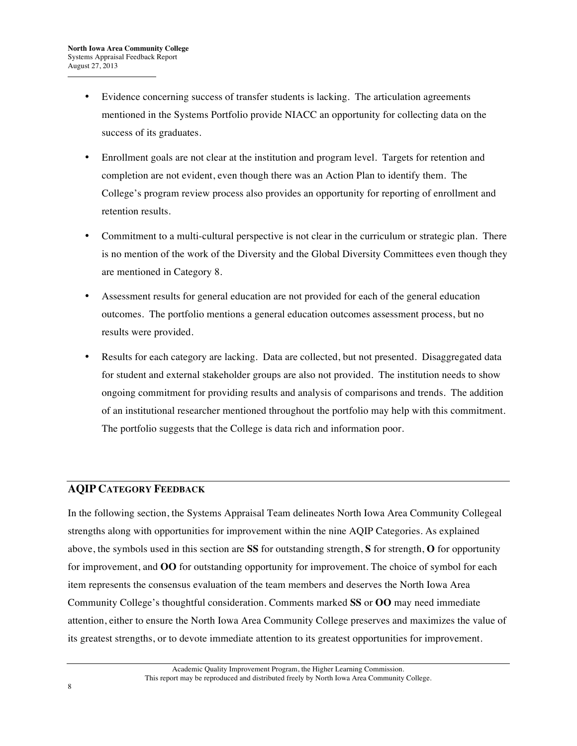- Evidence concerning success of transfer students is lacking. The articulation agreements mentioned in the Systems Portfolio provide NIACC an opportunity for collecting data on the success of its graduates.

- Enrollment goals are not clear at the institution and program level. Targets for retention and completion are not evident, even though there was an Action Plan to identify them. The College's program review process also provides an opportunity for reporting of enrollment and retention results.

- Commitment to a multi-cultural perspective is not clear in the curriculum or strategic plan. There is no mention of the work of the Diversity and the Global Diversity Committees even though they are mentioned in Category 8.

- Assessment results for general education are not provided for each of the general education outcomes. The portfolio mentions a general education outcomes assessment process, but no results were provided.

- Results for each category are lacking. Data are collected, but not presented. Disaggregated data for student and external stakeholder groups are also not provided. The institution needs to show ongoing commitment for providing results and analysis of comparisons and trends. The addition of an institutional researcher mentioned throughout the portfolio may help with this commitment. The portfolio suggests that the College is data rich and information poor.

## AQIP CATEGORY FEEDBACK

In the following section, the Systems Appraisal Team delineates North Iowa Area Community Collegeal strengths along with opportunities for improvement within the nine AQIP Categories. As explained above, the symbols used in this section are **SS** for outstanding strength, **S** for strength, **O** for opportunity for improvement, and **OO** for outstanding opportunity for improvement. The choice of symbol for each item represents the consensus evaluation of the team members and deserves the North Iowa Area Community College's thoughtful consideration. Comments marked **SS** or **OO** may need immediate attention, either to ensure the North Iowa Area Community College preserves and maximizes the value of its greatest strengths, or to devote immediate attention to its greatest opportunities for improvement.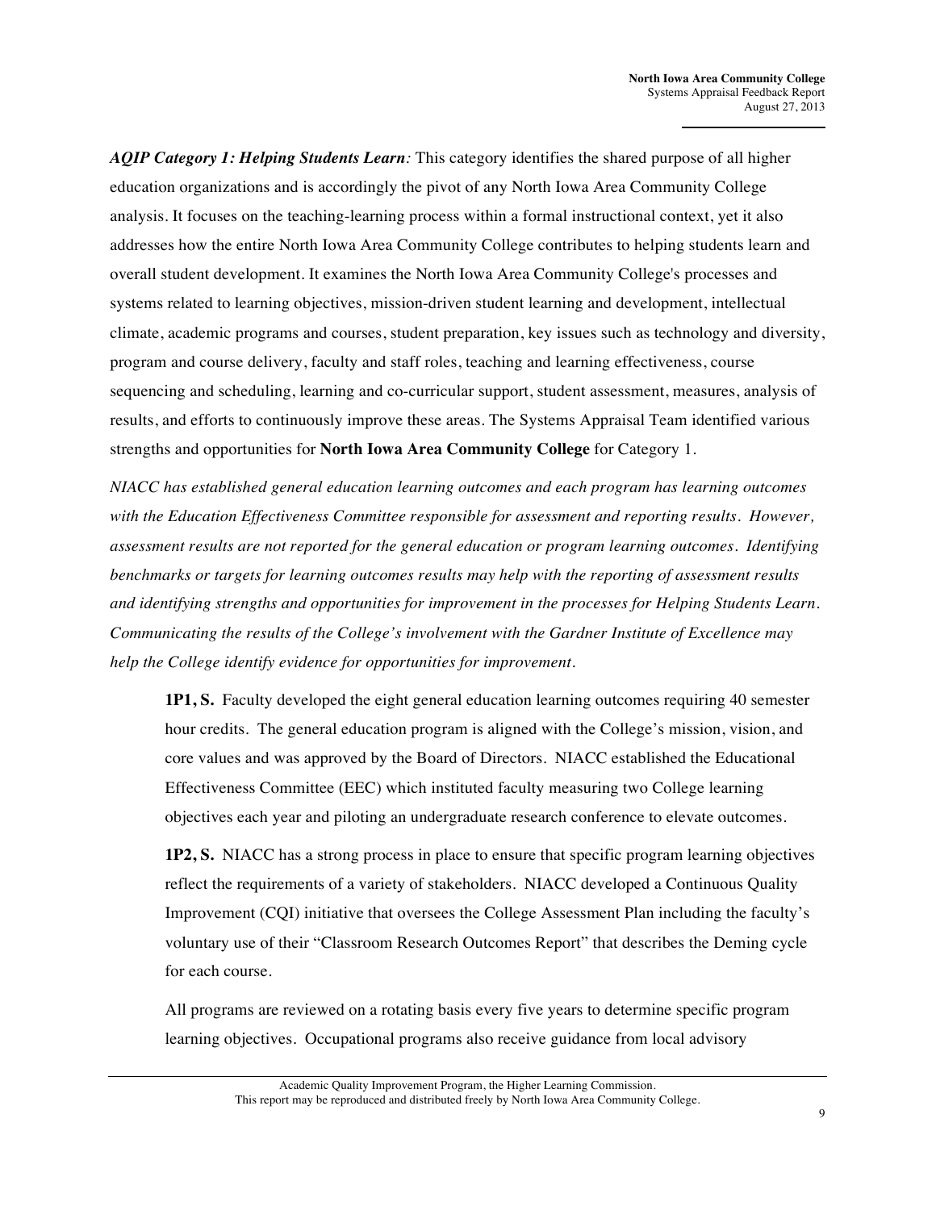***AQIP Category 1: Helping Students Learn****:* This category identifies the shared purpose of all higher education organizations and is accordingly the pivot of any North Iowa Area Community College analysis. It focuses on the teaching-learning process within a formal instructional context, yet it also addresses how the entire North Iowa Area Community College contributes to helping students learn and overall student development. It examines the North Iowa Area Community College's processes and systems related to learning objectives, mission-driven student learning and development, intellectual climate, academic programs and courses, student preparation, key issues such as technology and diversity, program and course delivery, faculty and staff roles, teaching and learning effectiveness, course sequencing and scheduling, learning and co-curricular support, student assessment, measures, analysis of results, and efforts to continuously improve these areas. The Systems Appraisal Team identified various strengths and opportunities for **North Iowa Area Community College** for Category 1.

*NIACC has established general education learning outcomes and each program has learning outcomes with the Education Effectiveness Committee responsible for assessment and reporting results. However, assessment results are not reported for the general education or program learning outcomes. Identifying benchmarks or targets for learning outcomes results may help with the reporting of assessment results and identifying strengths and opportunities for improvement in the processes for Helping Students Learn. Communicating the results of the College's involvement with the Gardner Institute of Excellence may help the College identify evidence for opportunities for improvement.*

**1P1, S.** Faculty developed the eight general education learning outcomes requiring 40 semester hour credits. The general education program is aligned with the College's mission, vision, and core values and was approved by the Board of Directors. NIACC established the Educational Effectiveness Committee (EEC) which instituted faculty measuring two College learning objectives each year and piloting an undergraduate research conference to elevate outcomes.

**1P2, S.** NIACC has a strong process in place to ensure that specific program learning objectives reflect the requirements of a variety of stakeholders. NIACC developed a Continuous Quality Improvement (CQI) initiative that oversees the College Assessment Plan including the faculty's voluntary use of their "Classroom Research Outcomes Report" that describes the Deming cycle for each course.

All programs are reviewed on a rotating basis every five years to determine specific program learning objectives. Occupational programs also receive guidance from local advisory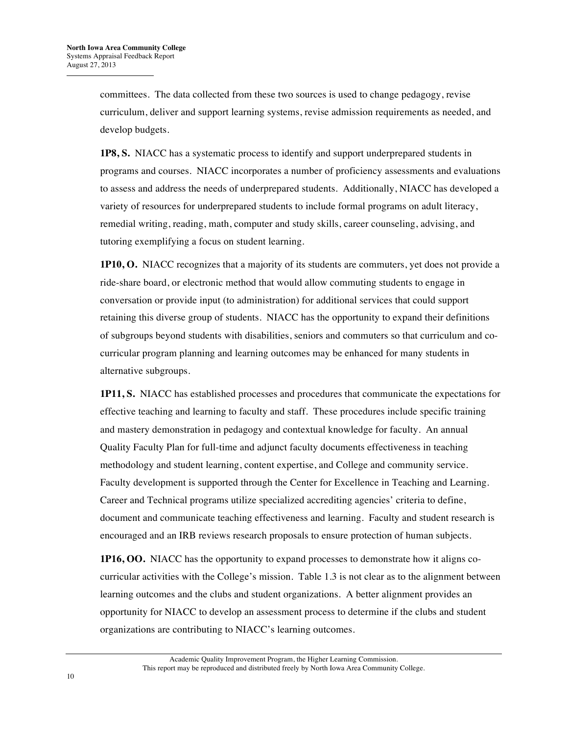committees. The data collected from these two sources is used to change pedagogy, revise curriculum, deliver and support learning systems, revise admission requirements as needed, and develop budgets.

**1P8, S.** NIACC has a systematic process to identify and support underprepared students in programs and courses. NIACC incorporates a number of proficiency assessments and evaluations to assess and address the needs of underprepared students. Additionally, NIACC has developed a variety of resources for underprepared students to include formal programs on adult literacy, remedial writing, reading, math, computer and study skills, career counseling, advising, and tutoring exemplifying a focus on student learning.

**1P10, O.** NIACC recognizes that a majority of its students are commuters, yet does not provide a ride-share board, or electronic method that would allow commuting students to engage in conversation or provide input (to administration) for additional services that could support retaining this diverse group of students. NIACC has the opportunity to expand their definitions of subgroups beyond students with disabilities, seniors and commuters so that curriculum and co-curricular program planning and learning outcomes may be enhanced for many students in alternative subgroups.

**1P11, S.** NIACC has established processes and procedures that communicate the expectations for effective teaching and learning to faculty and staff. These procedures include specific training and mastery demonstration in pedagogy and contextual knowledge for faculty. An annual Quality Faculty Plan for full-time and adjunct faculty documents effectiveness in teaching methodology and student learning, content expertise, and College and community service. Faculty development is supported through the Center for Excellence in Teaching and Learning. Career and Technical programs utilize specialized accrediting agencies' criteria to define, document and communicate teaching effectiveness and learning. Faculty and student research is encouraged and an IRB reviews research proposals to ensure protection of human subjects.

**1P16, OO.** NIACC has the opportunity to expand processes to demonstrate how it aligns co-curricular activities with the College's mission. Table 1.3 is not clear as to the alignment between learning outcomes and the clubs and student organizations. A better alignment provides an opportunity for NIACC to develop an assessment process to determine if the clubs and student organizations are contributing to NIACC's learning outcomes.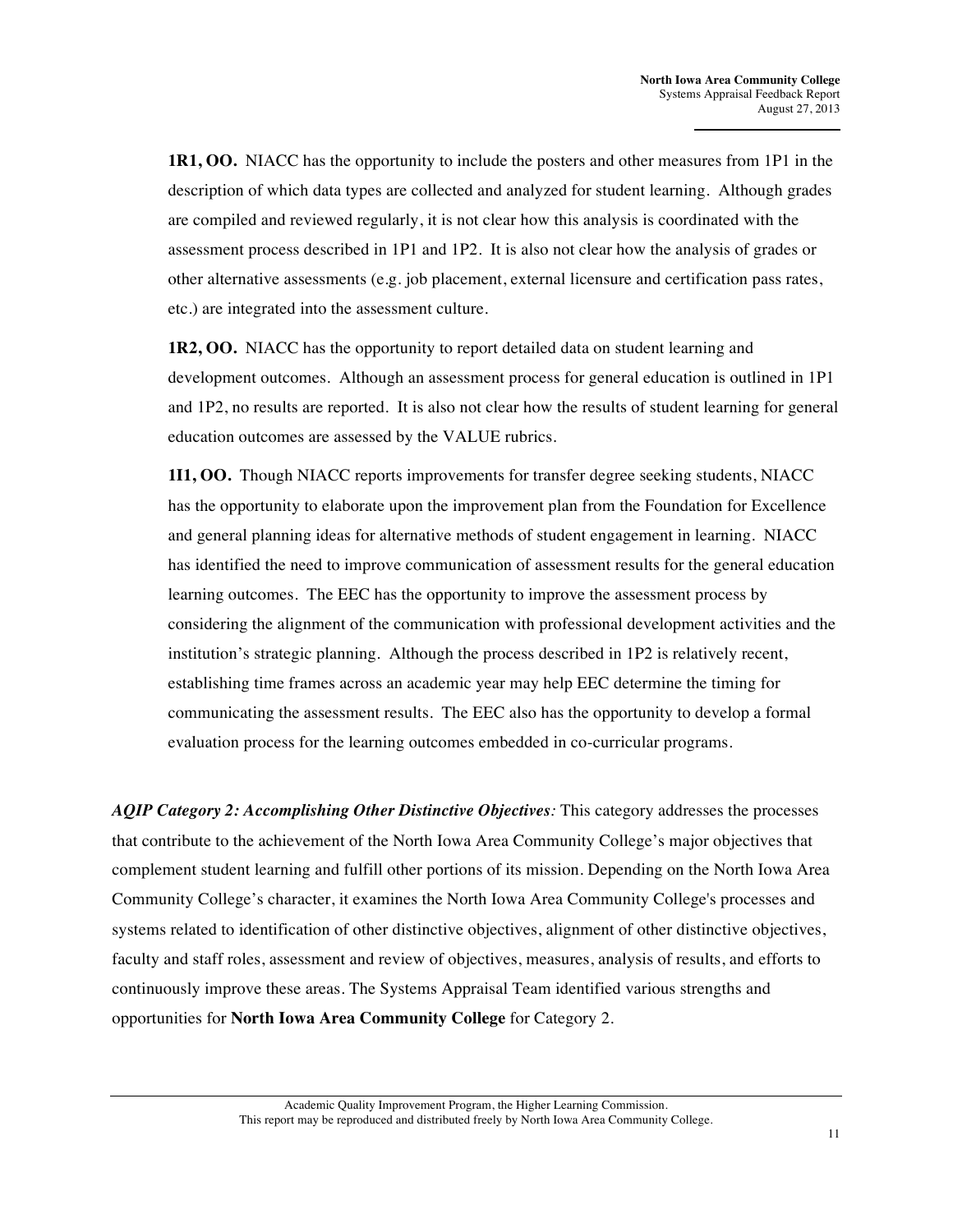**1R1, OO.** NIACC has the opportunity to include the posters and other measures from 1P1 in the description of which data types are collected and analyzed for student learning. Although grades are compiled and reviewed regularly, it is not clear how this analysis is coordinated with the assessment process described in 1P1 and 1P2. It is also not clear how the analysis of grades or other alternative assessments (e.g. job placement, external licensure and certification pass rates, etc.) are integrated into the assessment culture.

**1R2, OO.** NIACC has the opportunity to report detailed data on student learning and development outcomes. Although an assessment process for general education is outlined in 1P1 and 1P2, no results are reported. It is also not clear how the results of student learning for general education outcomes are assessed by the VALUE rubrics.

**1I1, OO.** Though NIACC reports improvements for transfer degree seeking students, NIACC has the opportunity to elaborate upon the improvement plan from the Foundation for Excellence and general planning ideas for alternative methods of student engagement in learning. NIACC has identified the need to improve communication of assessment results for the general education learning outcomes. The EEC has the opportunity to improve the assessment process by considering the alignment of the communication with professional development activities and the institution's strategic planning. Although the process described in 1P2 is relatively recent, establishing time frames across an academic year may help EEC determine the timing for communicating the assessment results. The EEC also has the opportunity to develop a formal evaluation process for the learning outcomes embedded in co-curricular programs.

***AQIP Category 2: Accomplishing Other Distinctive Objectives:*** This category addresses the processes that contribute to the achievement of the North Iowa Area Community College's major objectives that complement student learning and fulfill other portions of its mission. Depending on the North Iowa Area Community College's character, it examines the North Iowa Area Community College's processes and systems related to identification of other distinctive objectives, alignment of other distinctive objectives, faculty and staff roles, assessment and review of objectives, measures, analysis of results, and efforts to continuously improve these areas. The Systems Appraisal Team identified various strengths and opportunities for **North Iowa Area Community College** for Category 2.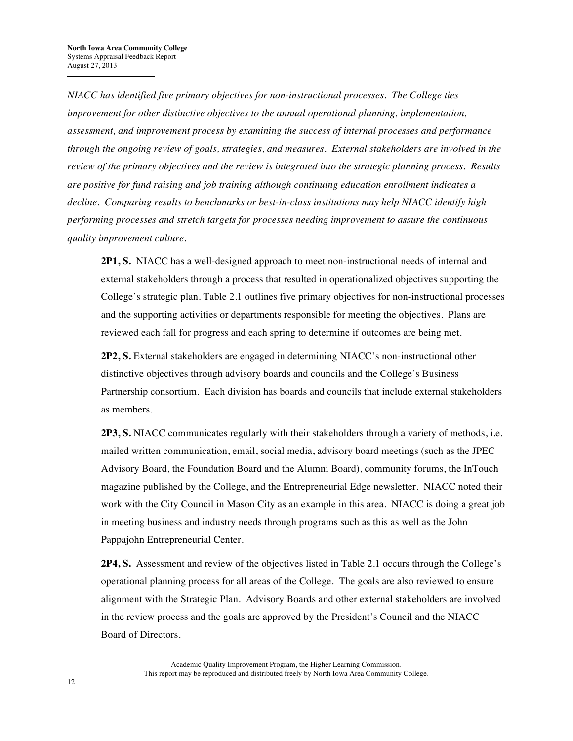*NIACC has identified five primary objectives for non-instructional processes. The College ties improvement for other distinctive objectives to the annual operational planning, implementation, assessment, and improvement process by examining the success of internal processes and performance through the ongoing review of goals, strategies, and measures. External stakeholders are involved in the review of the primary objectives and the review is integrated into the strategic planning process. Results are positive for fund raising and job training although continuing education enrollment indicates a decline. Comparing results to benchmarks or best-in-class institutions may help NIACC identify high performing processes and stretch targets for processes needing improvement to assure the continuous quality improvement culture.*

**2P1, S.** NIACC has a well-designed approach to meet non-instructional needs of internal and external stakeholders through a process that resulted in operationalized objectives supporting the College's strategic plan. Table 2.1 outlines five primary objectives for non-instructional processes and the supporting activities or departments responsible for meeting the objectives. Plans are reviewed each fall for progress and each spring to determine if outcomes are being met.

**2P2, S.** External stakeholders are engaged in determining NIACC's non-instructional other distinctive objectives through advisory boards and councils and the College's Business Partnership consortium. Each division has boards and councils that include external stakeholders as members.

**2P3, S.** NIACC communicates regularly with their stakeholders through a variety of methods, i.e. mailed written communication, email, social media, advisory board meetings (such as the JPEC Advisory Board, the Foundation Board and the Alumni Board), community forums, the InTouch magazine published by the College, and the Entrepreneurial Edge newsletter. NIACC noted their work with the City Council in Mason City as an example in this area. NIACC is doing a great job in meeting business and industry needs through programs such as this as well as the John Pappajohn Entrepreneurial Center.

**2P4, S.** Assessment and review of the objectives listed in Table 2.1 occurs through the College's operational planning process for all areas of the College. The goals are also reviewed to ensure alignment with the Strategic Plan. Advisory Boards and other external stakeholders are involved in the review process and the goals are approved by the President's Council and the NIACC Board of Directors.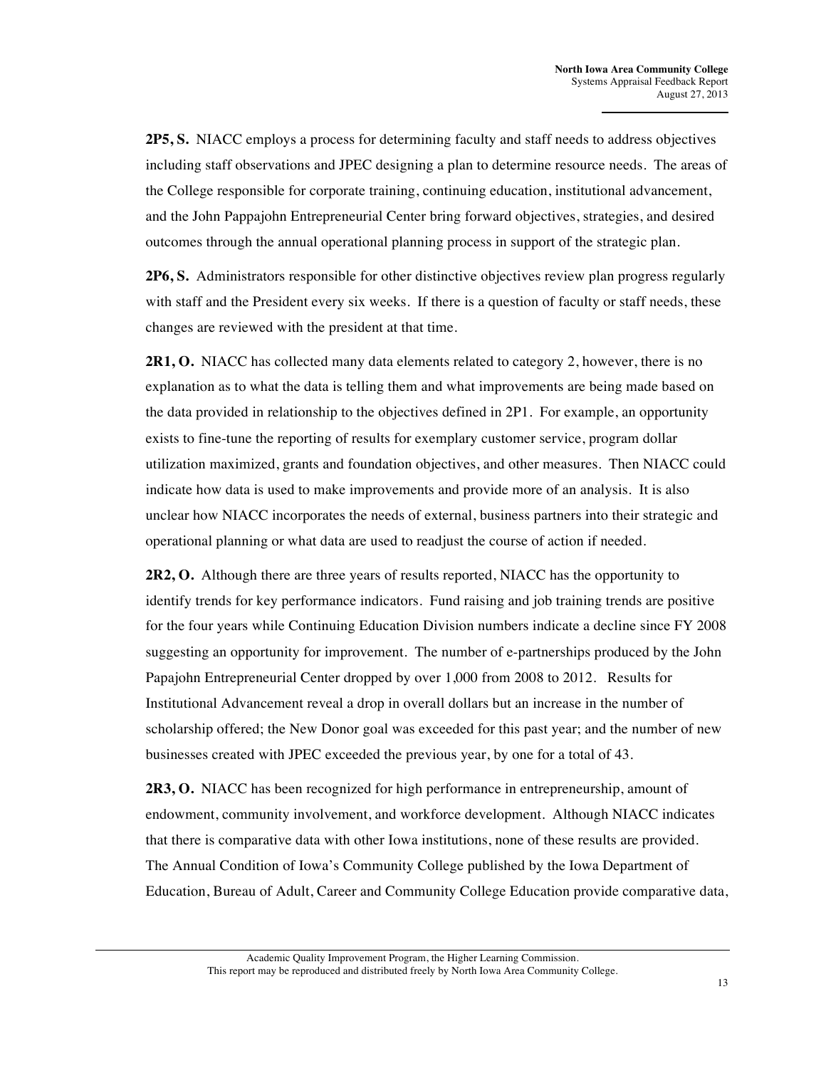**2P5, S.** NIACC employs a process for determining faculty and staff needs to address objectives including staff observations and JPEC designing a plan to determine resource needs. The areas of the College responsible for corporate training, continuing education, institutional advancement, and the John Pappajohn Entrepreneurial Center bring forward objectives, strategies, and desired outcomes through the annual operational planning process in support of the strategic plan.

**2P6, S.** Administrators responsible for other distinctive objectives review plan progress regularly with staff and the President every six weeks. If there is a question of faculty or staff needs, these changes are reviewed with the president at that time.

**2R1, O.** NIACC has collected many data elements related to category 2, however, there is no explanation as to what the data is telling them and what improvements are being made based on the data provided in relationship to the objectives defined in 2P1. For example, an opportunity exists to fine-tune the reporting of results for exemplary customer service, program dollar utilization maximized, grants and foundation objectives, and other measures. Then NIACC could indicate how data is used to make improvements and provide more of an analysis. It is also unclear how NIACC incorporates the needs of external, business partners into their strategic and operational planning or what data are used to readjust the course of action if needed.

**2R2, O.** Although there are three years of results reported, NIACC has the opportunity to identify trends for key performance indicators. Fund raising and job training trends are positive for the four years while Continuing Education Division numbers indicate a decline since FY 2008 suggesting an opportunity for improvement. The number of e-partnerships produced by the John Papajohn Entrepreneurial Center dropped by over 1,000 from 2008 to 2012. Results for Institutional Advancement reveal a drop in overall dollars but an increase in the number of scholarship offered; the New Donor goal was exceeded for this past year; and the number of new businesses created with JPEC exceeded the previous year, by one for a total of 43.

**2R3, O.** NIACC has been recognized for high performance in entrepreneurship, amount of endowment, community involvement, and workforce development. Although NIACC indicates that there is comparative data with other Iowa institutions, none of these results are provided. The Annual Condition of Iowa's Community College published by the Iowa Department of Education, Bureau of Adult, Career and Community College Education provide comparative data,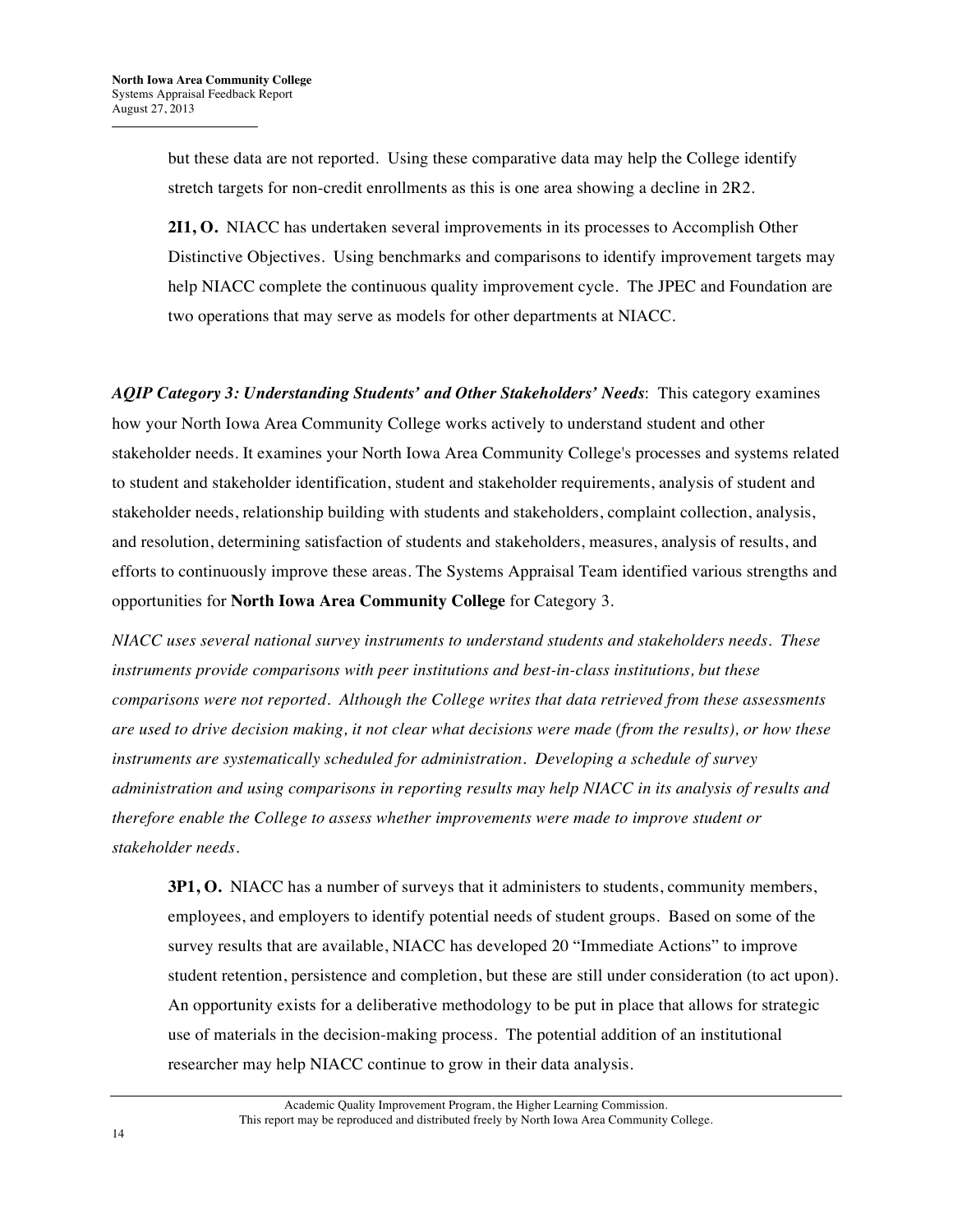but these data are not reported. Using these comparative data may help the College identify stretch targets for non-credit enrollments as this is one area showing a decline in 2R2.

**2I1, O.** NIACC has undertaken several improvements in its processes to Accomplish Other Distinctive Objectives. Using benchmarks and comparisons to identify improvement targets may help NIACC complete the continuous quality improvement cycle. The JPEC and Foundation are two operations that may serve as models for other departments at NIACC.

***AQIP Category 3: Understanding Students' and Other Stakeholders' Needs***: This category examines how your North Iowa Area Community College works actively to understand student and other stakeholder needs. It examines your North Iowa Area Community College's processes and systems related to student and stakeholder identification, student and stakeholder requirements, analysis of student and stakeholder needs, relationship building with students and stakeholders, complaint collection, analysis, and resolution, determining satisfaction of students and stakeholders, measures, analysis of results, and efforts to continuously improve these areas. The Systems Appraisal Team identified various strengths and opportunities for **North Iowa Area Community College** for Category 3.

*NIACC uses several national survey instruments to understand students and stakeholders needs. These instruments provide comparisons with peer institutions and best-in-class institutions, but these comparisons were not reported. Although the College writes that data retrieved from these assessments are used to drive decision making, it not clear what decisions were made (from the results), or how these instruments are systematically scheduled for administration. Developing a schedule of survey administration and using comparisons in reporting results may help NIACC in its analysis of results and therefore enable the College to assess whether improvements were made to improve student or stakeholder needs.*

**3P1, O.** NIACC has a number of surveys that it administers to students, community members, employees, and employers to identify potential needs of student groups. Based on some of the survey results that are available, NIACC has developed 20 "Immediate Actions" to improve student retention, persistence and completion, but these are still under consideration (to act upon). An opportunity exists for a deliberative methodology to be put in place that allows for strategic use of materials in the decision-making process. The potential addition of an institutional researcher may help NIACC continue to grow in their data analysis.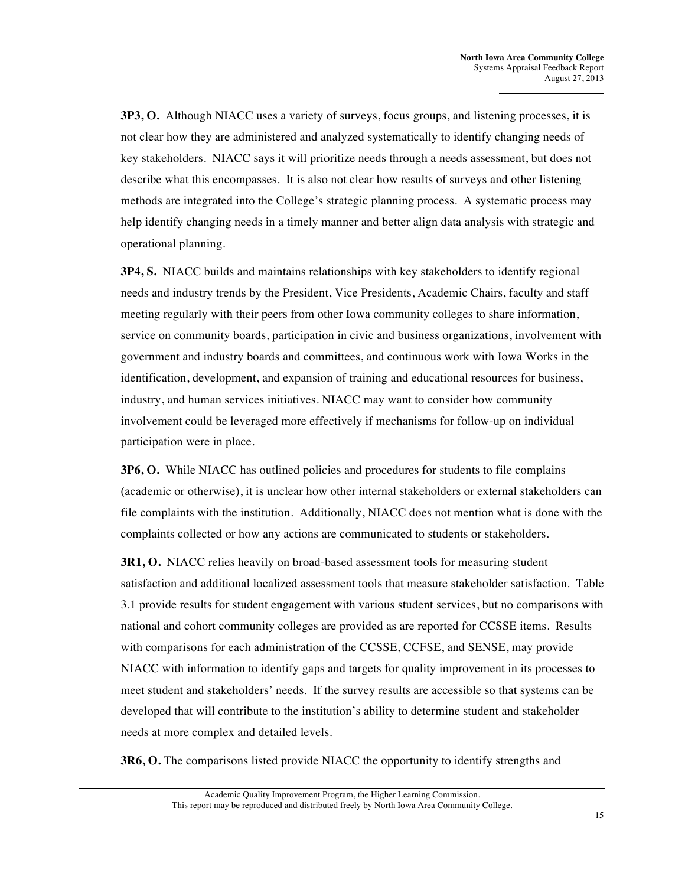**3P3, O.** Although NIACC uses a variety of surveys, focus groups, and listening processes, it is not clear how they are administered and analyzed systematically to identify changing needs of key stakeholders. NIACC says it will prioritize needs through a needs assessment, but does not describe what this encompasses. It is also not clear how results of surveys and other listening methods are integrated into the College's strategic planning process. A systematic process may help identify changing needs in a timely manner and better align data analysis with strategic and operational planning.

**3P4, S.** NIACC builds and maintains relationships with key stakeholders to identify regional needs and industry trends by the President, Vice Presidents, Academic Chairs, faculty and staff meeting regularly with their peers from other Iowa community colleges to share information, service on community boards, participation in civic and business organizations, involvement with government and industry boards and committees, and continuous work with Iowa Works in the identification, development, and expansion of training and educational resources for business, industry, and human services initiatives. NIACC may want to consider how community involvement could be leveraged more effectively if mechanisms for follow-up on individual participation were in place.

**3P6, O.** While NIACC has outlined policies and procedures for students to file complains (academic or otherwise), it is unclear how other internal stakeholders or external stakeholders can file complaints with the institution. Additionally, NIACC does not mention what is done with the complaints collected or how any actions are communicated to students or stakeholders.

**3R1, O.** NIACC relies heavily on broad-based assessment tools for measuring student satisfaction and additional localized assessment tools that measure stakeholder satisfaction. Table 3.1 provide results for student engagement with various student services, but no comparisons with national and cohort community colleges are provided as are reported for CCSSE items. Results with comparisons for each administration of the CCSSE, CCFSE, and SENSE, may provide NIACC with information to identify gaps and targets for quality improvement in its processes to meet student and stakeholders' needs. If the survey results are accessible so that systems can be developed that will contribute to the institution's ability to determine student and stakeholder needs at more complex and detailed levels.

**3R6, O.** The comparisons listed provide NIACC the opportunity to identify strengths and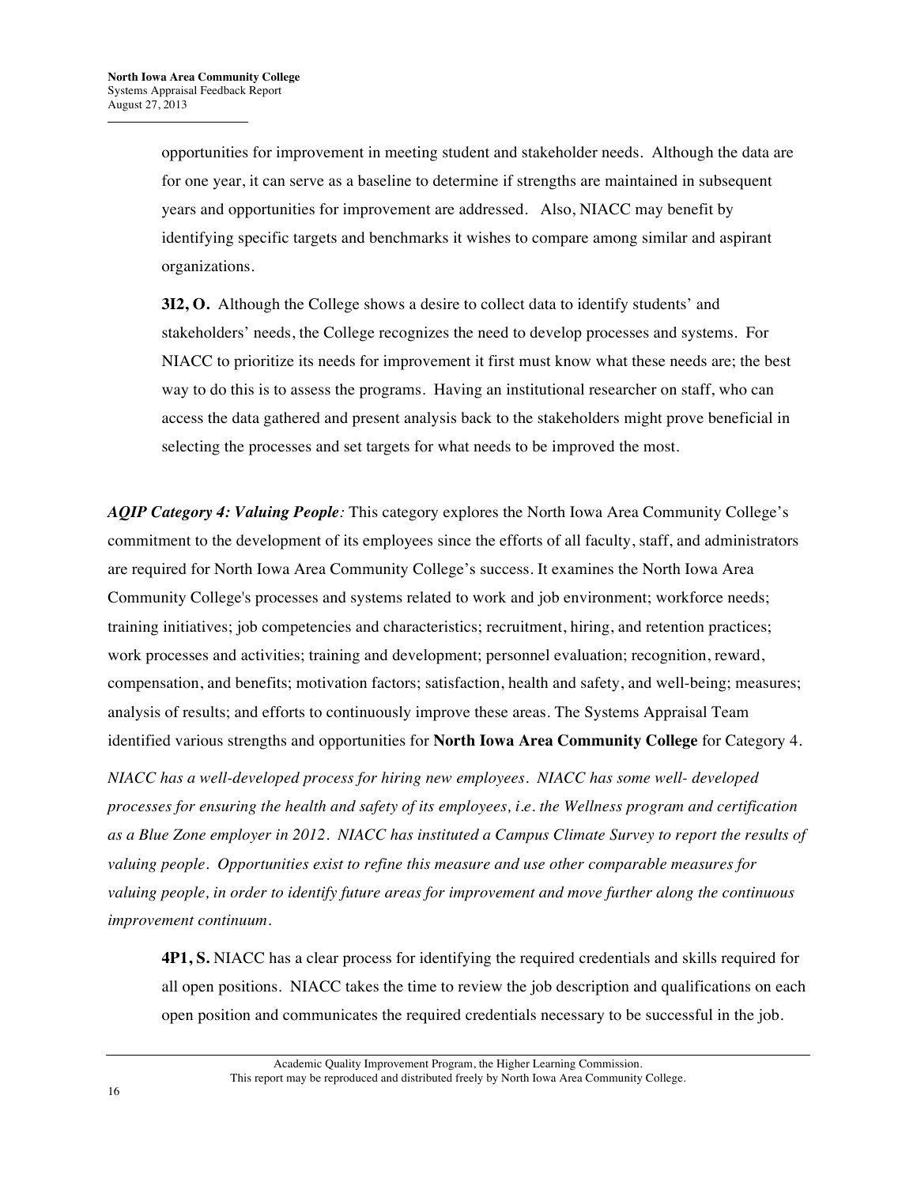opportunities for improvement in meeting student and stakeholder needs. Although the data are for one year, it can serve as a baseline to determine if strengths are maintained in subsequent years and opportunities for improvement are addressed. Also, NIACC may benefit by identifying specific targets and benchmarks it wishes to compare among similar and aspirant organizations.

**3I2, O.** Although the College shows a desire to collect data to identify students' and stakeholders' needs, the College recognizes the need to develop processes and systems. For NIACC to prioritize its needs for improvement it first must know what these needs are; the best way to do this is to assess the programs. Having an institutional researcher on staff, who can access the data gathered and present analysis back to the stakeholders might prove beneficial in selecting the processes and set targets for what needs to be improved the most.

***AQIP Category 4: Valuing People**:* This category explores the North Iowa Area Community College's commitment to the development of its employees since the efforts of all faculty, staff, and administrators are required for North Iowa Area Community College's success. It examines the North Iowa Area Community College's processes and systems related to work and job environment; workforce needs; training initiatives; job competencies and characteristics; recruitment, hiring, and retention practices; work processes and activities; training and development; personnel evaluation; recognition, reward, compensation, and benefits; motivation factors; satisfaction, health and safety, and well-being; measures; analysis of results; and efforts to continuously improve these areas. The Systems Appraisal Team identified various strengths and opportunities for **North Iowa Area Community College** for Category 4.

*NIACC has a well-developed process for hiring new employees. NIACC has some well- developed processes for ensuring the health and safety of its employees, i.e. the Wellness program and certification as a Blue Zone employer in 2012. NIACC has instituted a Campus Climate Survey to report the results of valuing people. Opportunities exist to refine this measure and use other comparable measures for valuing people, in order to identify future areas for improvement and move further along the continuous improvement continuum.*

**4P1, S.** NIACC has a clear process for identifying the required credentials and skills required for all open positions. NIACC takes the time to review the job description and qualifications on each open position and communicates the required credentials necessary to be successful in the job.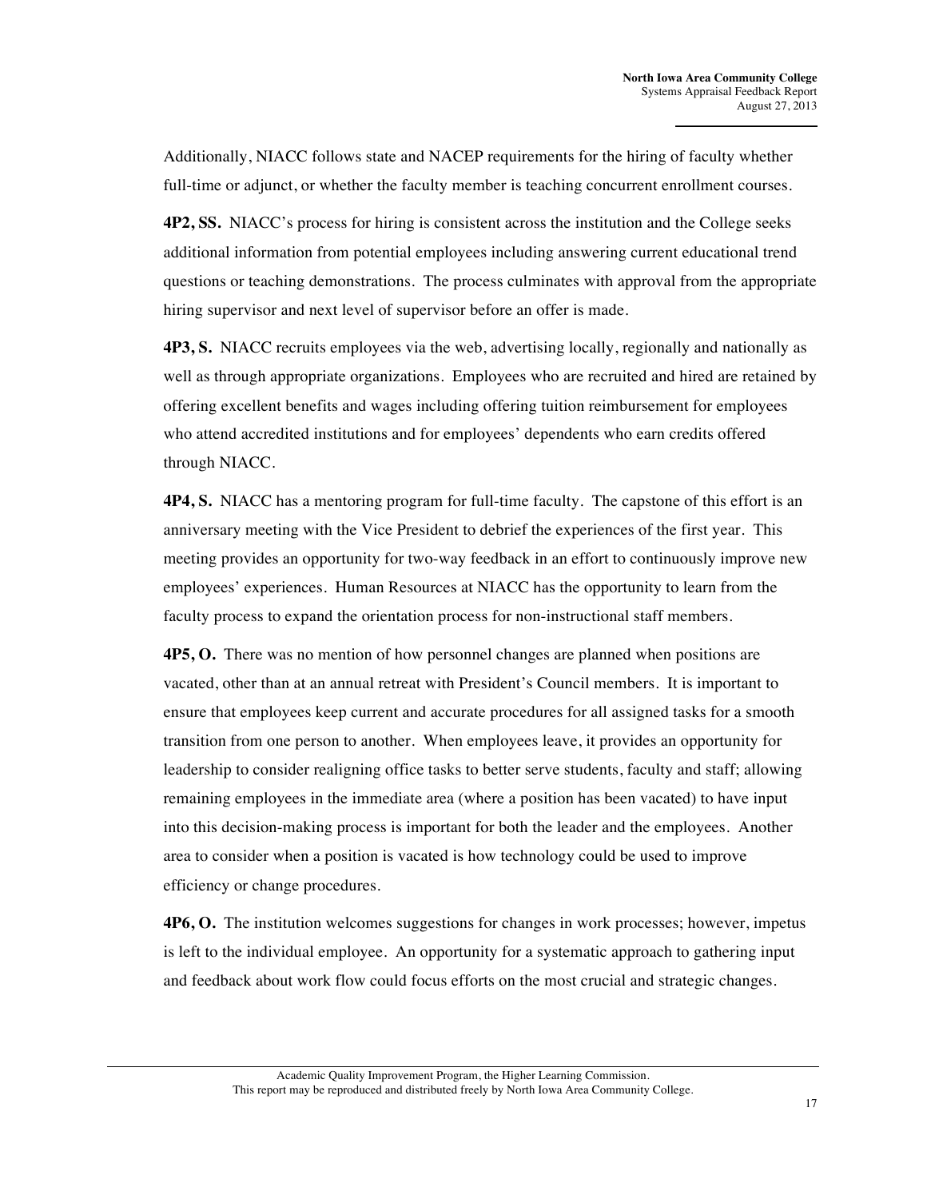Additionally, NIACC follows state and NACEP requirements for the hiring of faculty whether full-time or adjunct, or whether the faculty member is teaching concurrent enrollment courses.

**4P2, SS.** NIACC's process for hiring is consistent across the institution and the College seeks additional information from potential employees including answering current educational trend questions or teaching demonstrations. The process culminates with approval from the appropriate hiring supervisor and next level of supervisor before an offer is made.

**4P3, S.** NIACC recruits employees via the web, advertising locally, regionally and nationally as well as through appropriate organizations. Employees who are recruited and hired are retained by offering excellent benefits and wages including offering tuition reimbursement for employees who attend accredited institutions and for employees' dependents who earn credits offered through NIACC.

**4P4, S.** NIACC has a mentoring program for full-time faculty. The capstone of this effort is an anniversary meeting with the Vice President to debrief the experiences of the first year. This meeting provides an opportunity for two-way feedback in an effort to continuously improve new employees' experiences. Human Resources at NIACC has the opportunity to learn from the faculty process to expand the orientation process for non-instructional staff members.

**4P5, O.** There was no mention of how personnel changes are planned when positions are vacated, other than at an annual retreat with President's Council members. It is important to ensure that employees keep current and accurate procedures for all assigned tasks for a smooth transition from one person to another. When employees leave, it provides an opportunity for leadership to consider realigning office tasks to better serve students, faculty and staff; allowing remaining employees in the immediate area (where a position has been vacated) to have input into this decision-making process is important for both the leader and the employees. Another area to consider when a position is vacated is how technology could be used to improve efficiency or change procedures.

**4P6, O.** The institution welcomes suggestions for changes in work processes; however, impetus is left to the individual employee. An opportunity for a systematic approach to gathering input and feedback about work flow could focus efforts on the most crucial and strategic changes.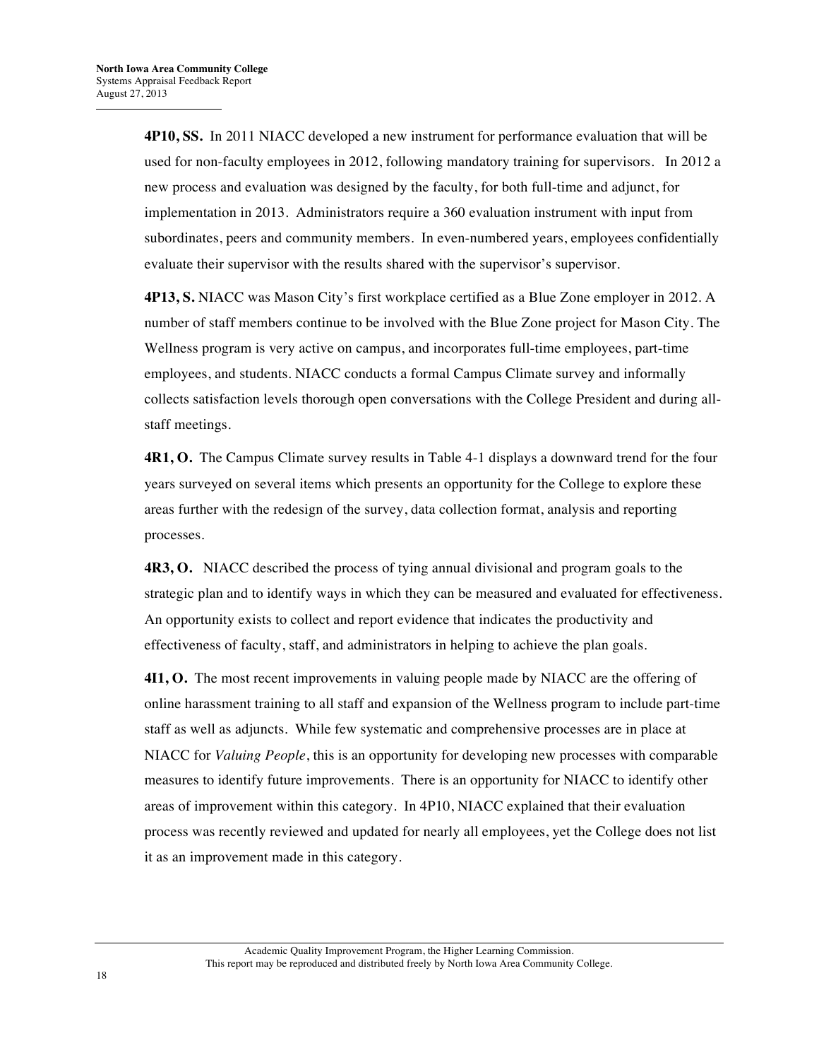**4P10, SS.** In 2011 NIACC developed a new instrument for performance evaluation that will be used for non-faculty employees in 2012, following mandatory training for supervisors. In 2012 a new process and evaluation was designed by the faculty, for both full-time and adjunct, for implementation in 2013. Administrators require a 360 evaluation instrument with input from subordinates, peers and community members. In even-numbered years, employees confidentially evaluate their supervisor with the results shared with the supervisor's supervisor.

**4P13, S.** NIACC was Mason City's first workplace certified as a Blue Zone employer in 2012. A number of staff members continue to be involved with the Blue Zone project for Mason City. The Wellness program is very active on campus, and incorporates full-time employees, part-time employees, and students. NIACC conducts a formal Campus Climate survey and informally collects satisfaction levels thorough open conversations with the College President and during all-staff meetings.

**4R1, O.** The Campus Climate survey results in Table 4-1 displays a downward trend for the four years surveyed on several items which presents an opportunity for the College to explore these areas further with the redesign of the survey, data collection format, analysis and reporting processes.

**4R3, O.** NIACC described the process of tying annual divisional and program goals to the strategic plan and to identify ways in which they can be measured and evaluated for effectiveness. An opportunity exists to collect and report evidence that indicates the productivity and effectiveness of faculty, staff, and administrators in helping to achieve the plan goals.

**4I1, O.** The most recent improvements in valuing people made by NIACC are the offering of online harassment training to all staff and expansion of the Wellness program to include part-time staff as well as adjuncts. While few systematic and comprehensive processes are in place at NIACC for *Valuing People*, this is an opportunity for developing new processes with comparable measures to identify future improvements. There is an opportunity for NIACC to identify other areas of improvement within this category. In 4P10, NIACC explained that their evaluation process was recently reviewed and updated for nearly all employees, yet the College does not list it as an improvement made in this category.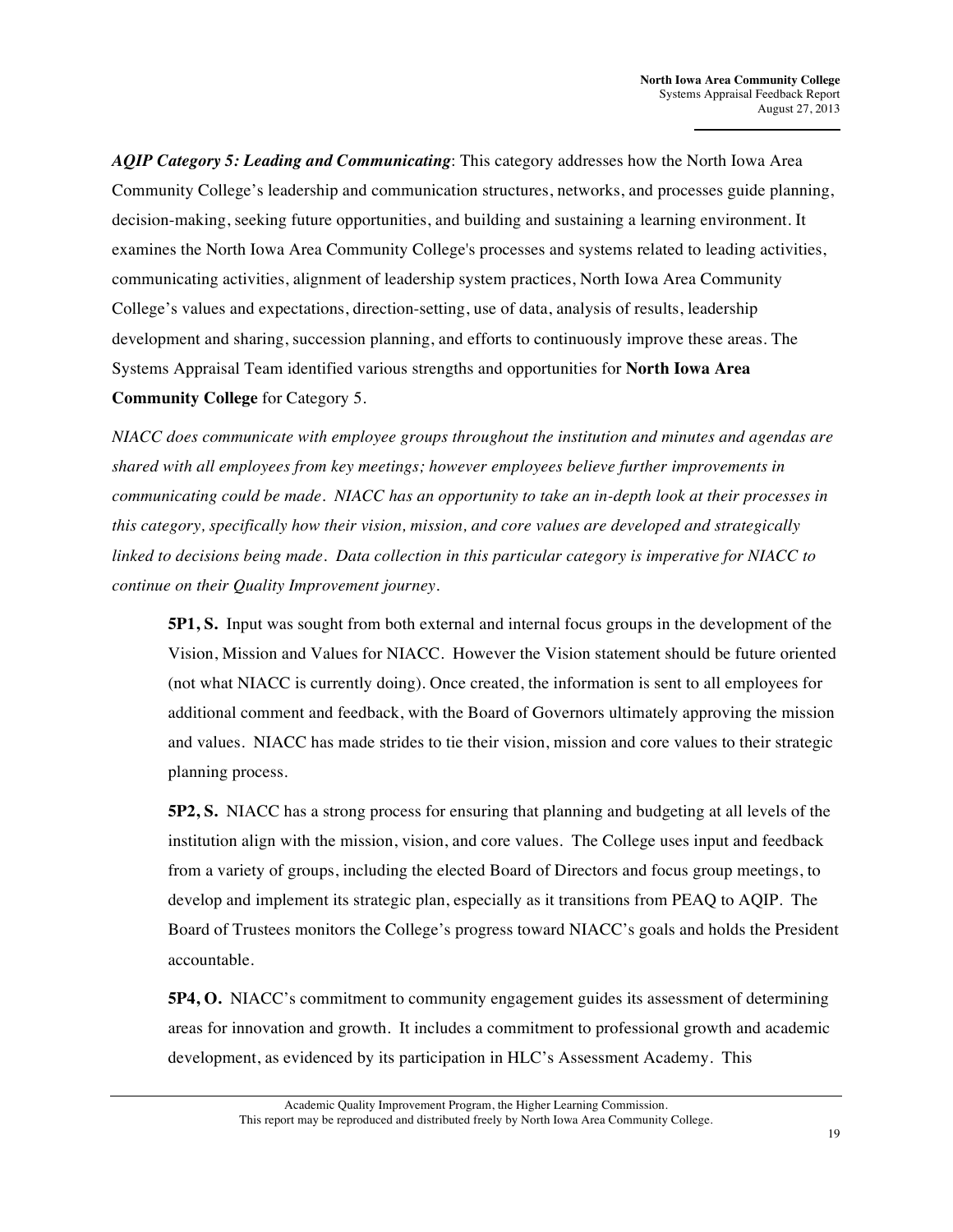***AQIP Category 5: Leading and Communicating***: This category addresses how the North Iowa Area Community College's leadership and communication structures, networks, and processes guide planning, decision-making, seeking future opportunities, and building and sustaining a learning environment. It examines the North Iowa Area Community College's processes and systems related to leading activities, communicating activities, alignment of leadership system practices, North Iowa Area Community College's values and expectations, direction-setting, use of data, analysis of results, leadership development and sharing, succession planning, and efforts to continuously improve these areas. The Systems Appraisal Team identified various strengths and opportunities for **North Iowa Area Community College** for Category 5.

*NIACC does communicate with employee groups throughout the institution and minutes and agendas are shared with all employees from key meetings; however employees believe further improvements in communicating could be made. NIACC has an opportunity to take an in-depth look at their processes in this category, specifically how their vision, mission, and core values are developed and strategically linked to decisions being made. Data collection in this particular category is imperative for NIACC to continue on their Quality Improvement journey.*

**5P1, S.** Input was sought from both external and internal focus groups in the development of the Vision, Mission and Values for NIACC. However the Vision statement should be future oriented (not what NIACC is currently doing). Once created, the information is sent to all employees for additional comment and feedback, with the Board of Governors ultimately approving the mission and values. NIACC has made strides to tie their vision, mission and core values to their strategic planning process.

**5P2, S.** NIACC has a strong process for ensuring that planning and budgeting at all levels of the institution align with the mission, vision, and core values. The College uses input and feedback from a variety of groups, including the elected Board of Directors and focus group meetings, to develop and implement its strategic plan, especially as it transitions from PEAQ to AQIP. The Board of Trustees monitors the College's progress toward NIACC's goals and holds the President accountable.

**5P4, O.** NIACC's commitment to community engagement guides its assessment of determining areas for innovation and growth. It includes a commitment to professional growth and academic development, as evidenced by its participation in HLC's Assessment Academy. This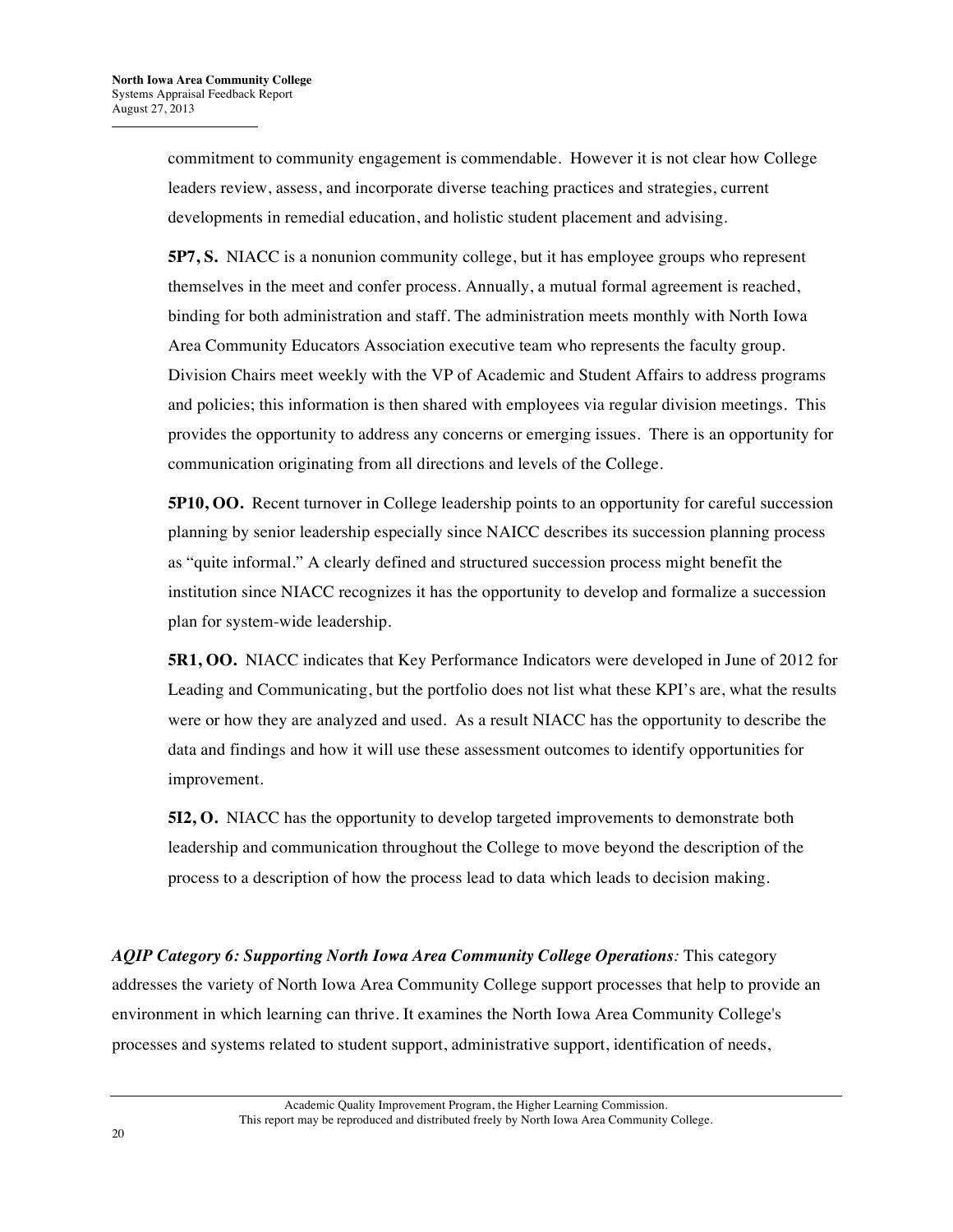commitment to community engagement is commendable. However it is not clear how College leaders review, assess, and incorporate diverse teaching practices and strategies, current developments in remedial education, and holistic student placement and advising.

**5P7, S.** NIACC is a nonunion community college, but it has employee groups who represent themselves in the meet and confer process. Annually, a mutual formal agreement is reached, binding for both administration and staff. The administration meets monthly with North Iowa Area Community Educators Association executive team who represents the faculty group. Division Chairs meet weekly with the VP of Academic and Student Affairs to address programs and policies; this information is then shared with employees via regular division meetings. This provides the opportunity to address any concerns or emerging issues. There is an opportunity for communication originating from all directions and levels of the College.

**5P10, OO.** Recent turnover in College leadership points to an opportunity for careful succession planning by senior leadership especially since NAICC describes its succession planning process as "quite informal." A clearly defined and structured succession process might benefit the institution since NIACC recognizes it has the opportunity to develop and formalize a succession plan for system-wide leadership.

**5R1, OO.** NIACC indicates that Key Performance Indicators were developed in June of 2012 for Leading and Communicating, but the portfolio does not list what these KPI's are, what the results were or how they are analyzed and used. As a result NIACC has the opportunity to describe the data and findings and how it will use these assessment outcomes to identify opportunities for improvement.

**5I2, O.** NIACC has the opportunity to develop targeted improvements to demonstrate both leadership and communication throughout the College to move beyond the description of the process to a description of how the process lead to data which leads to decision making.

***AQIP Category 6: Supporting North Iowa Area Community College Operations:*** This category addresses the variety of North Iowa Area Community College support processes that help to provide an environment in which learning can thrive. It examines the North Iowa Area Community College's processes and systems related to student support, administrative support, identification of needs,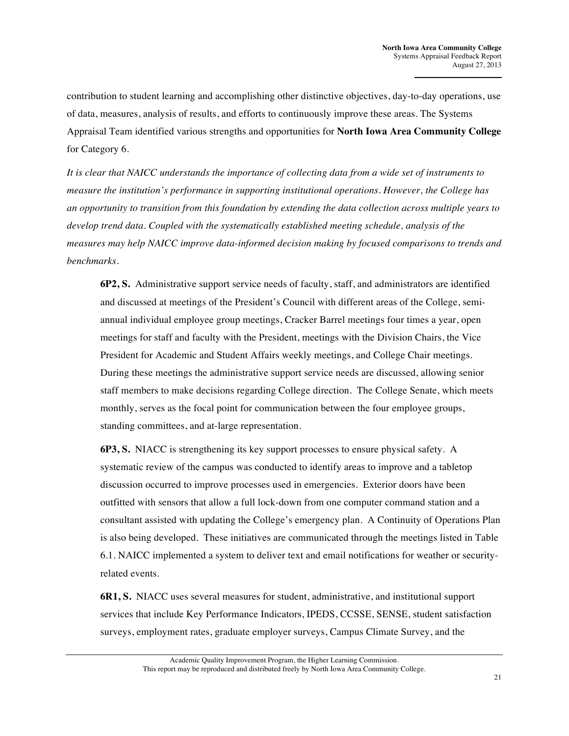contribution to student learning and accomplishing other distinctive objectives, day-to-day operations, use of data, measures, analysis of results, and efforts to continuously improve these areas. The Systems Appraisal Team identified various strengths and opportunities for **North Iowa Area Community College** for Category 6.

*It is clear that NAICC understands the importance of collecting data from a wide set of instruments to measure the institution's performance in supporting institutional operations. However, the College has an opportunity to transition from this foundation by extending the data collection across multiple years to develop trend data. Coupled with the systematically established meeting schedule, analysis of the measures may help NAICC improve data-informed decision making by focused comparisons to trends and benchmarks.*

**6P2, S.** Administrative support service needs of faculty, staff, and administrators are identified and discussed at meetings of the President's Council with different areas of the College, semi-annual individual employee group meetings, Cracker Barrel meetings four times a year, open meetings for staff and faculty with the President, meetings with the Division Chairs, the Vice President for Academic and Student Affairs weekly meetings, and College Chair meetings. During these meetings the administrative support service needs are discussed, allowing senior staff members to make decisions regarding College direction. The College Senate, which meets monthly, serves as the focal point for communication between the four employee groups, standing committees, and at-large representation.

**6P3, S.** NIACC is strengthening its key support processes to ensure physical safety. A systematic review of the campus was conducted to identify areas to improve and a tabletop discussion occurred to improve processes used in emergencies. Exterior doors have been outfitted with sensors that allow a full lock-down from one computer command station and a consultant assisted with updating the College's emergency plan. A Continuity of Operations Plan is also being developed. These initiatives are communicated through the meetings listed in Table 6.1. NAICC implemented a system to deliver text and email notifications for weather or security-related events.

**6R1, S.** NIACC uses several measures for student, administrative, and institutional support services that include Key Performance Indicators, IPEDS, CCSSE, SENSE, student satisfaction surveys, employment rates, graduate employer surveys, Campus Climate Survey, and the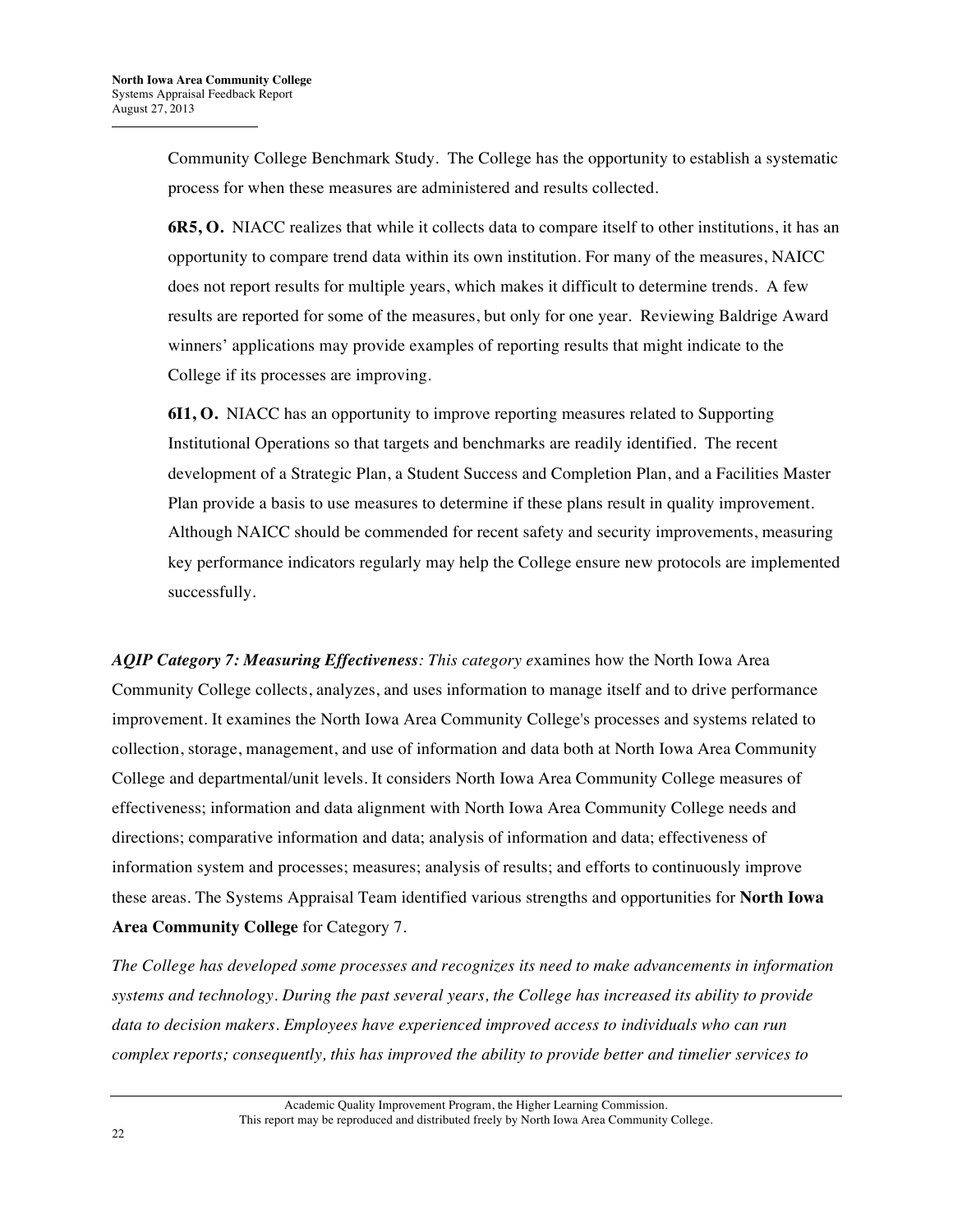Community College Benchmark Study. The College has the opportunity to establish a systematic process for when these measures are administered and results collected.

**6R5, O.** NIACC realizes that while it collects data to compare itself to other institutions, it has an opportunity to compare trend data within its own institution. For many of the measures, NAICC does not report results for multiple years, which makes it difficult to determine trends. A few results are reported for some of the measures, but only for one year. Reviewing Baldrige Award winners' applications may provide examples of reporting results that might indicate to the College if its processes are improving.

**6I1, O.** NIACC has an opportunity to improve reporting measures related to Supporting Institutional Operations so that targets and benchmarks are readily identified. The recent development of a Strategic Plan, a Student Success and Completion Plan, and a Facilities Master Plan provide a basis to use measures to determine if these plans result in quality improvement. Although NAICC should be commended for recent safety and security improvements, measuring key performance indicators regularly may help the College ensure new protocols are implemented successfully.

***AQIP Category 7: Measuring Effectiveness****: This category e*xamines how the North Iowa Area Community College collects, analyzes, and uses information to manage itself and to drive performance improvement. It examines the North Iowa Area Community College's processes and systems related to collection, storage, management, and use of information and data both at North Iowa Area Community College and departmental/unit levels. It considers North Iowa Area Community College measures of effectiveness; information and data alignment with North Iowa Area Community College needs and directions; comparative information and data; analysis of information and data; effectiveness of information system and processes; measures; analysis of results; and efforts to continuously improve these areas. The Systems Appraisal Team identified various strengths and opportunities for **North Iowa Area Community College** for Category 7.

*The College has developed some processes and recognizes its need to make advancements in information systems and technology. During the past several years, the College has increased its ability to provide data to decision makers. Employees have experienced improved access to individuals who can run complex reports; consequently, this has improved the ability to provide better and timelier services to*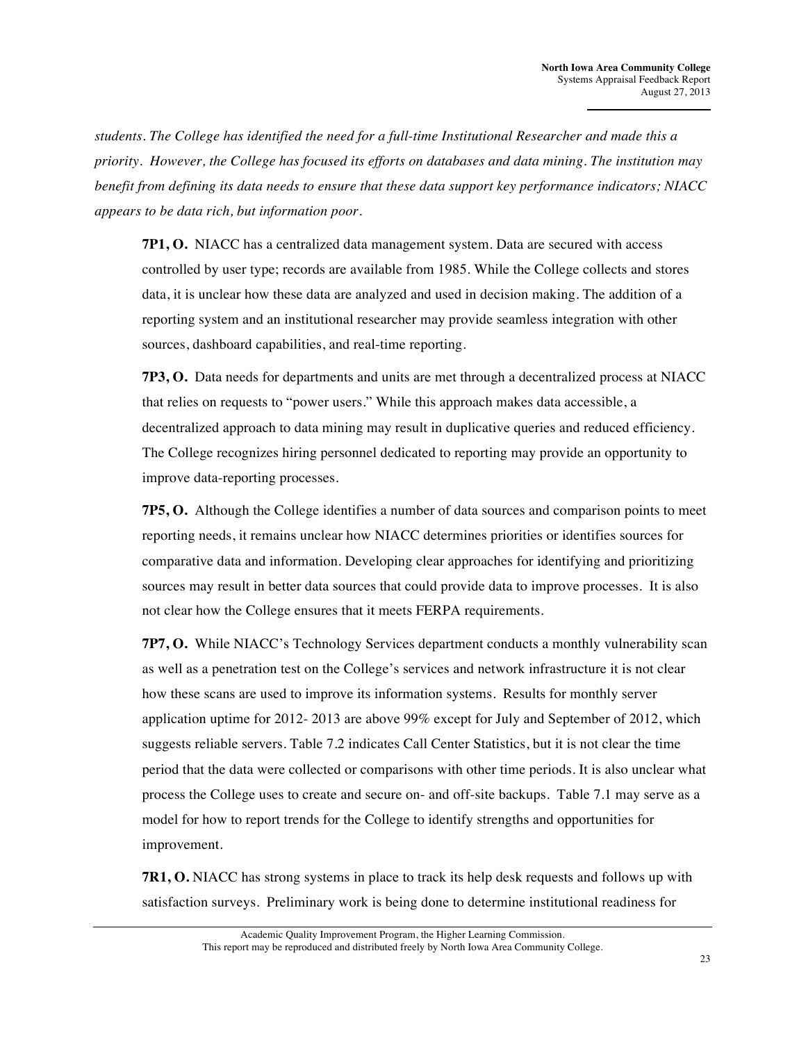*students. The College has identified the need for a full-time Institutional Researcher and made this a priority. However, the College has focused its efforts on databases and data mining. The institution may benefit from defining its data needs to ensure that these data support key performance indicators; NIACC appears to be data rich, but information poor.*

**7P1, O.** NIACC has a centralized data management system. Data are secured with access controlled by user type; records are available from 1985. While the College collects and stores data, it is unclear how these data are analyzed and used in decision making. The addition of a reporting system and an institutional researcher may provide seamless integration with other sources, dashboard capabilities, and real-time reporting.

**7P3, O.** Data needs for departments and units are met through a decentralized process at NIACC that relies on requests to "power users." While this approach makes data accessible, a decentralized approach to data mining may result in duplicative queries and reduced efficiency. The College recognizes hiring personnel dedicated to reporting may provide an opportunity to improve data-reporting processes.

**7P5, O.** Although the College identifies a number of data sources and comparison points to meet reporting needs, it remains unclear how NIACC determines priorities or identifies sources for comparative data and information. Developing clear approaches for identifying and prioritizing sources may result in better data sources that could provide data to improve processes. It is also not clear how the College ensures that it meets FERPA requirements.

**7P7, O.** While NIACC's Technology Services department conducts a monthly vulnerability scan as well as a penetration test on the College's services and network infrastructure it is not clear how these scans are used to improve its information systems. Results for monthly server application uptime for 2012- 2013 are above 99% except for July and September of 2012, which suggests reliable servers. Table 7.2 indicates Call Center Statistics, but it is not clear the time period that the data were collected or comparisons with other time periods. It is also unclear what process the College uses to create and secure on- and off-site backups. Table 7.1 may serve as a model for how to report trends for the College to identify strengths and opportunities for improvement.

**7R1, O.** NIACC has strong systems in place to track its help desk requests and follows up with satisfaction surveys. Preliminary work is being done to determine institutional readiness for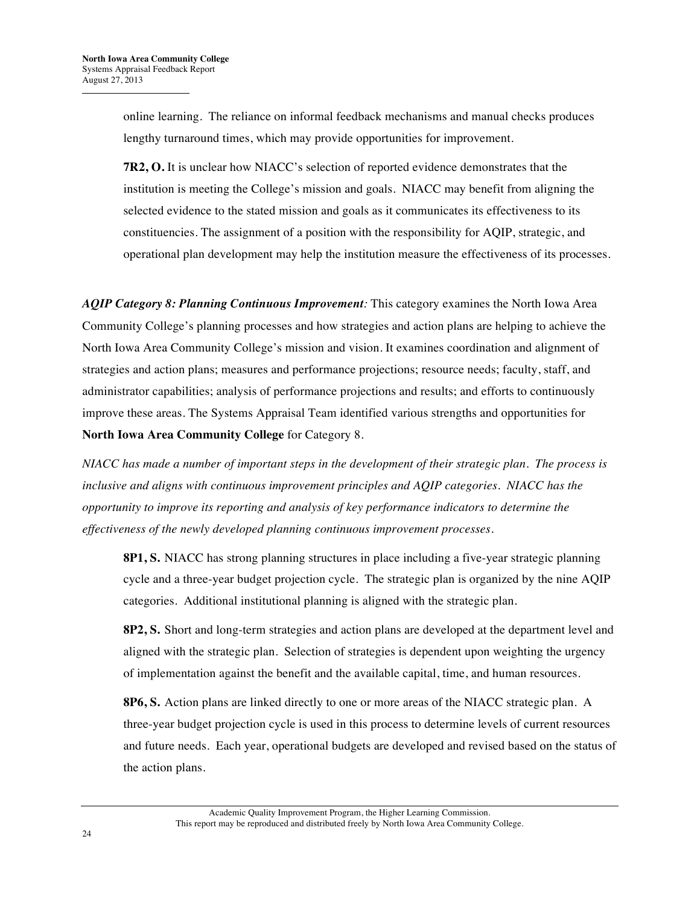online learning. The reliance on informal feedback mechanisms and manual checks produces lengthy turnaround times, which may provide opportunities for improvement.

**7R2, O.** It is unclear how NIACC's selection of reported evidence demonstrates that the institution is meeting the College's mission and goals. NIACC may benefit from aligning the selected evidence to the stated mission and goals as it communicates its effectiveness to its constituencies. The assignment of a position with the responsibility for AQIP, strategic, and operational plan development may help the institution measure the effectiveness of its processes.

***AQIP Category 8: Planning Continuous Improvement:*** This category examines the North Iowa Area Community College's planning processes and how strategies and action plans are helping to achieve the North Iowa Area Community College's mission and vision. It examines coordination and alignment of strategies and action plans; measures and performance projections; resource needs; faculty, staff, and administrator capabilities; analysis of performance projections and results; and efforts to continuously improve these areas. The Systems Appraisal Team identified various strengths and opportunities for **North Iowa Area Community College** for Category 8.

*NIACC has made a number of important steps in the development of their strategic plan. The process is inclusive and aligns with continuous improvement principles and AQIP categories. NIACC has the opportunity to improve its reporting and analysis of key performance indicators to determine the effectiveness of the newly developed planning continuous improvement processes.*

**8P1, S.** NIACC has strong planning structures in place including a five-year strategic planning cycle and a three-year budget projection cycle. The strategic plan is organized by the nine AQIP categories. Additional institutional planning is aligned with the strategic plan.

**8P2, S.** Short and long-term strategies and action plans are developed at the department level and aligned with the strategic plan. Selection of strategies is dependent upon weighting the urgency of implementation against the benefit and the available capital, time, and human resources.

**8P6, S.** Action plans are linked directly to one or more areas of the NIACC strategic plan. A three-year budget projection cycle is used in this process to determine levels of current resources and future needs. Each year, operational budgets are developed and revised based on the status of the action plans.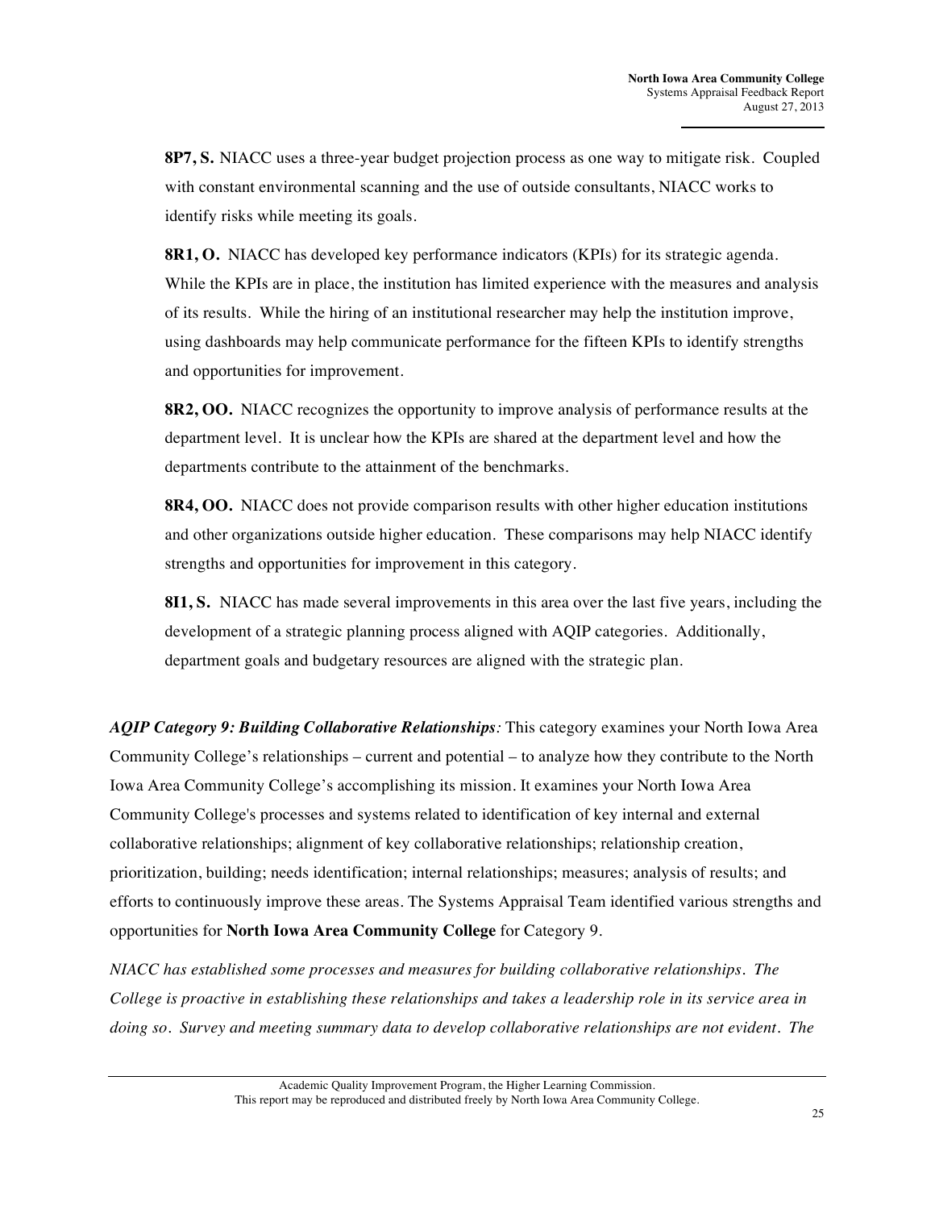**8P7, S.** NIACC uses a three-year budget projection process as one way to mitigate risk. Coupled with constant environmental scanning and the use of outside consultants, NIACC works to identify risks while meeting its goals.

**8R1, O.** NIACC has developed key performance indicators (KPIs) for its strategic agenda. While the KPIs are in place, the institution has limited experience with the measures and analysis of its results. While the hiring of an institutional researcher may help the institution improve, using dashboards may help communicate performance for the fifteen KPIs to identify strengths and opportunities for improvement.

**8R2, OO.** NIACC recognizes the opportunity to improve analysis of performance results at the department level. It is unclear how the KPIs are shared at the department level and how the departments contribute to the attainment of the benchmarks.

**8R4, OO.** NIACC does not provide comparison results with other higher education institutions and other organizations outside higher education. These comparisons may help NIACC identify strengths and opportunities for improvement in this category.

**8I1, S.** NIACC has made several improvements in this area over the last five years, including the development of a strategic planning process aligned with AQIP categories. Additionally, department goals and budgetary resources are aligned with the strategic plan.

***AQIP Category 9: Building Collaborative Relationships****:* This category examines your North Iowa Area Community College's relationships – current and potential – to analyze how they contribute to the North Iowa Area Community College's accomplishing its mission. It examines your North Iowa Area Community College's processes and systems related to identification of key internal and external collaborative relationships; alignment of key collaborative relationships; relationship creation, prioritization, building; needs identification; internal relationships; measures; analysis of results; and efforts to continuously improve these areas. The Systems Appraisal Team identified various strengths and opportunities for **North Iowa Area Community College** for Category 9.

*NIACC has established some processes and measures for building collaborative relationships. The College is proactive in establishing these relationships and takes a leadership role in its service area in doing so. Survey and meeting summary data to develop collaborative relationships are not evident. The*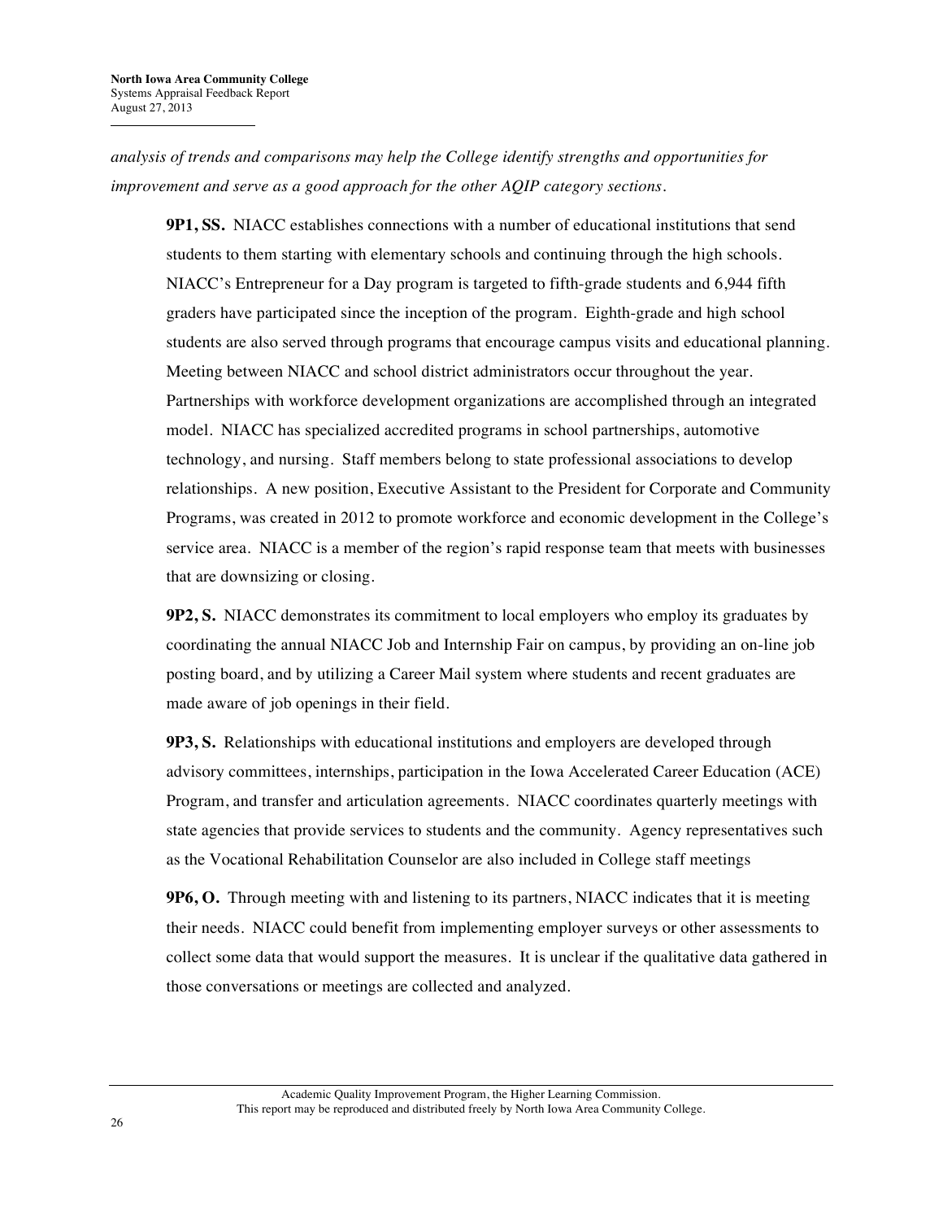*analysis of trends and comparisons may help the College identify strengths and opportunities for improvement and serve as a good approach for the other AQIP category sections.*

**9P1, SS.** NIACC establishes connections with a number of educational institutions that send students to them starting with elementary schools and continuing through the high schools. NIACC's Entrepreneur for a Day program is targeted to fifth-grade students and 6,944 fifth graders have participated since the inception of the program. Eighth-grade and high school students are also served through programs that encourage campus visits and educational planning. Meeting between NIACC and school district administrators occur throughout the year. Partnerships with workforce development organizations are accomplished through an integrated model. NIACC has specialized accredited programs in school partnerships, automotive technology, and nursing. Staff members belong to state professional associations to develop relationships. A new position, Executive Assistant to the President for Corporate and Community Programs, was created in 2012 to promote workforce and economic development in the College's service area. NIACC is a member of the region's rapid response team that meets with businesses that are downsizing or closing.

**9P2, S.** NIACC demonstrates its commitment to local employers who employ its graduates by coordinating the annual NIACC Job and Internship Fair on campus, by providing an on-line job posting board, and by utilizing a Career Mail system where students and recent graduates are made aware of job openings in their field.

**9P3, S.** Relationships with educational institutions and employers are developed through advisory committees, internships, participation in the Iowa Accelerated Career Education (ACE) Program, and transfer and articulation agreements. NIACC coordinates quarterly meetings with state agencies that provide services to students and the community. Agency representatives such as the Vocational Rehabilitation Counselor are also included in College staff meetings

**9P6, O.** Through meeting with and listening to its partners, NIACC indicates that it is meeting their needs. NIACC could benefit from implementing employer surveys or other assessments to collect some data that would support the measures. It is unclear if the qualitative data gathered in those conversations or meetings are collected and analyzed.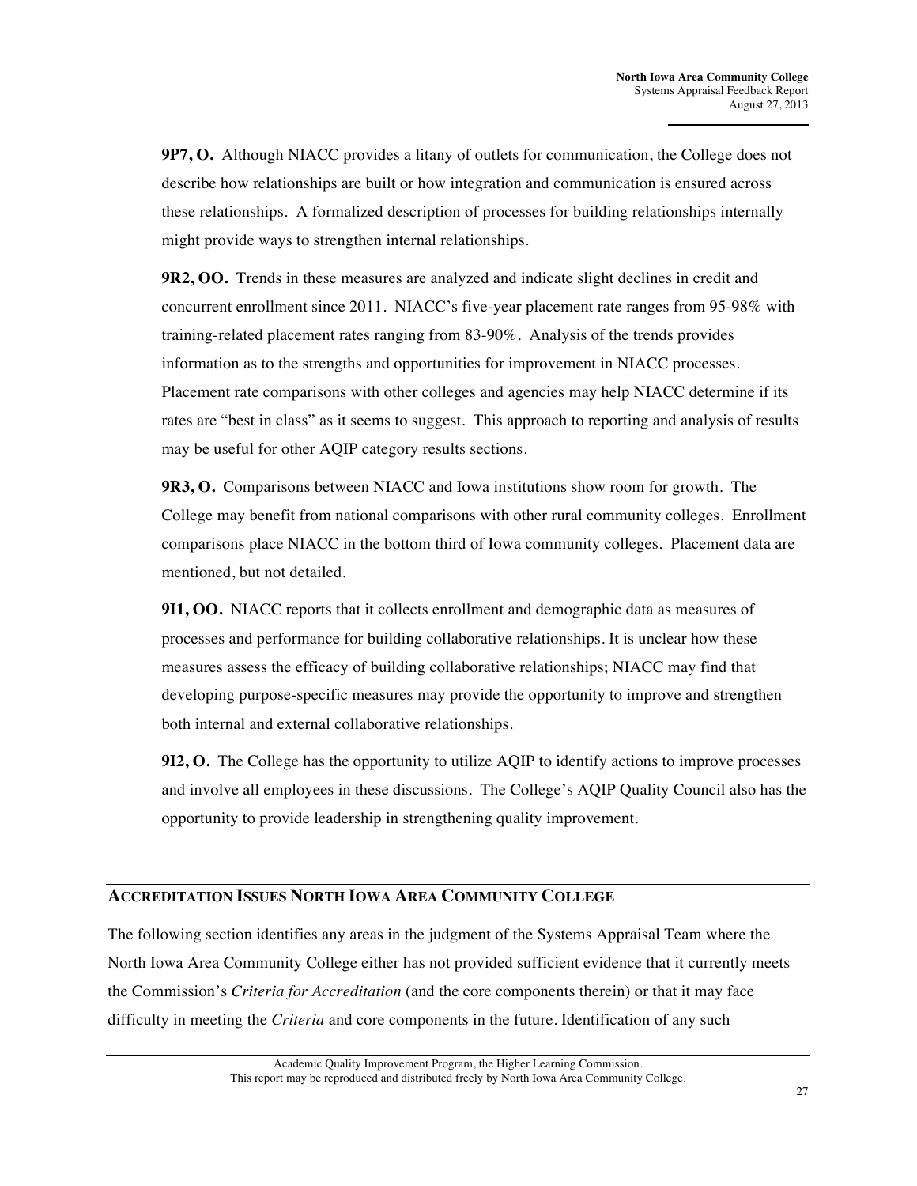**9P7, O.** Although NIACC provides a litany of outlets for communication, the College does not describe how relationships are built or how integration and communication is ensured across these relationships. A formalized description of processes for building relationships internally might provide ways to strengthen internal relationships.

**9R2, OO.** Trends in these measures are analyzed and indicate slight declines in credit and concurrent enrollment since 2011. NIACC's five-year placement rate ranges from 95-98% with training-related placement rates ranging from 83-90%. Analysis of the trends provides information as to the strengths and opportunities for improvement in NIACC processes. Placement rate comparisons with other colleges and agencies may help NIACC determine if its rates are "best in class" as it seems to suggest. This approach to reporting and analysis of results may be useful for other AQIP category results sections.

**9R3, O.** Comparisons between NIACC and Iowa institutions show room for growth. The College may benefit from national comparisons with other rural community colleges. Enrollment comparisons place NIACC in the bottom third of Iowa community colleges. Placement data are mentioned, but not detailed.

**9I1, OO.** NIACC reports that it collects enrollment and demographic data as measures of processes and performance for building collaborative relationships. It is unclear how these measures assess the efficacy of building collaborative relationships; NIACC may find that developing purpose-specific measures may provide the opportunity to improve and strengthen both internal and external collaborative relationships.

**9I2, O.** The College has the opportunity to utilize AQIP to identify actions to improve processes and involve all employees in these discussions. The College's AQIP Quality Council also has the opportunity to provide leadership in strengthening quality improvement.

## ACCREDITATION ISSUES NORTH IOWA AREA COMMUNITY COLLEGE

The following section identifies any areas in the judgment of the Systems Appraisal Team where the North Iowa Area Community College either has not provided sufficient evidence that it currently meets the Commission's *Criteria for Accreditation* (and the core components therein) or that it may face difficulty in meeting the *Criteria* and core components in the future. Identification of any such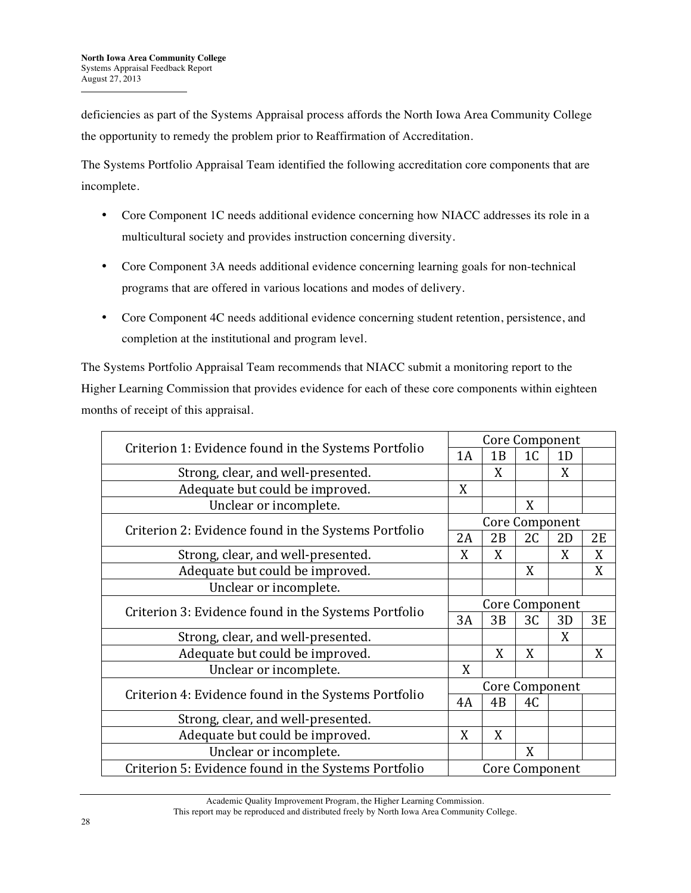deficiencies as part of the Systems Appraisal process affords the North Iowa Area Community College the opportunity to remedy the problem prior to Reaffirmation of Accreditation.

The Systems Portfolio Appraisal Team identified the following accreditation core components that are incomplete.

- Core Component 1C needs additional evidence concerning how NIACC addresses its role in a multicultural society and provides instruction concerning diversity.
- Core Component 3A needs additional evidence concerning learning goals for non-technical programs that are offered in various locations and modes of delivery.
- Core Component 4C needs additional evidence concerning student retention, persistence, and completion at the institutional and program level.

The Systems Portfolio Appraisal Team recommends that NIACC submit a monitoring report to the Higher Learning Commission that provides evidence for each of these core components within eighteen months of receipt of this appraisal.

| Criterion 1: Evidence found in the Systems Portfolio | Core Component | | | | |
|---|---|---|---|---|---|
| | 1A | 1B | 1C | 1D | |
| Strong, clear, and well-presented. | | X | | X | |
| Adequate but could be improved. | X | | | | |
| Unclear or incomplete. | | | X | | |
| **Criterion 2: Evidence found in the Systems Portfolio** | **Core Component** | | | | |
| | 2A | 2B | 2C | 2D | 2E |
| Strong, clear, and well-presented. | X | X | | X | X |
| Adequate but could be improved. | | | X | | X |
| Unclear or incomplete. | | | | | |
| **Criterion 3: Evidence found in the Systems Portfolio** | **Core Component** | | | | |
| | 3A | 3B | 3C | 3D | 3E |
| Strong, clear, and well-presented. | | | | X | |
| Adequate but could be improved. | | X | X | | X |
| Unclear or incomplete. | X | | | | |
| **Criterion 4: Evidence found in the Systems Portfolio** | **Core Component** | | | | |
| | 4A | 4B | 4C | | |
| Strong, clear, and well-presented. | | | | | |
| Adequate but could be improved. | X | X | | | |
| Unclear or incomplete. | | | X | | |
| **Criterion 5: Evidence found in the Systems Portfolio** | **Core Component** | | | | |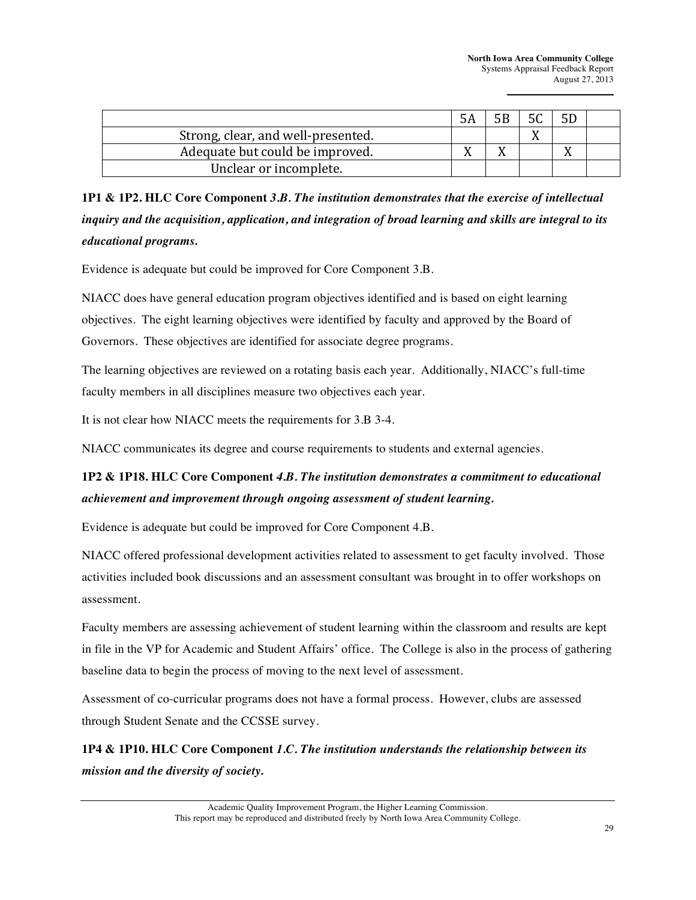| | 5A | 5B | 5C | 5D | |
|---|---|---|---|---|---|
| Strong, clear, and well-presented. | | | X | | |
| Adequate but could be improved. | X | X | | X | |
| Unclear or incomplete. | | | | | |

**1P1 & 1P2. HLC Core Component** ***3.B. The institution demonstrates that the exercise of intellectual inquiry and the acquisition, application, and integration of broad learning and skills are integral to its educational programs.***

Evidence is adequate but could be improved for Core Component 3.B.

NIACC does have general education program objectives identified and is based on eight learning objectives. The eight learning objectives were identified by faculty and approved by the Board of Governors. These objectives are identified for associate degree programs.

The learning objectives are reviewed on a rotating basis each year. Additionally, NIACC's full-time faculty members in all disciplines measure two objectives each year.

It is not clear how NIACC meets the requirements for 3.B 3-4.

NIACC communicates its degree and course requirements to students and external agencies.

**1P2 & 1P18. HLC Core Component** ***4.B. The institution demonstrates a commitment to educational achievement and improvement through ongoing assessment of student learning.***

Evidence is adequate but could be improved for Core Component 4.B.

NIACC offered professional development activities related to assessment to get faculty involved. Those activities included book discussions and an assessment consultant was brought in to offer workshops on assessment.

Faculty members are assessing achievement of student learning within the classroom and results are kept in file in the VP for Academic and Student Affairs' office. The College is also in the process of gathering baseline data to begin the process of moving to the next level of assessment.

Assessment of co-curricular programs does not have a formal process. However, clubs are assessed through Student Senate and the CCSSE survey.

**1P4 & 1P10. HLC Core Component** ***1.C. The institution understands the relationship between its mission and the diversity of society.***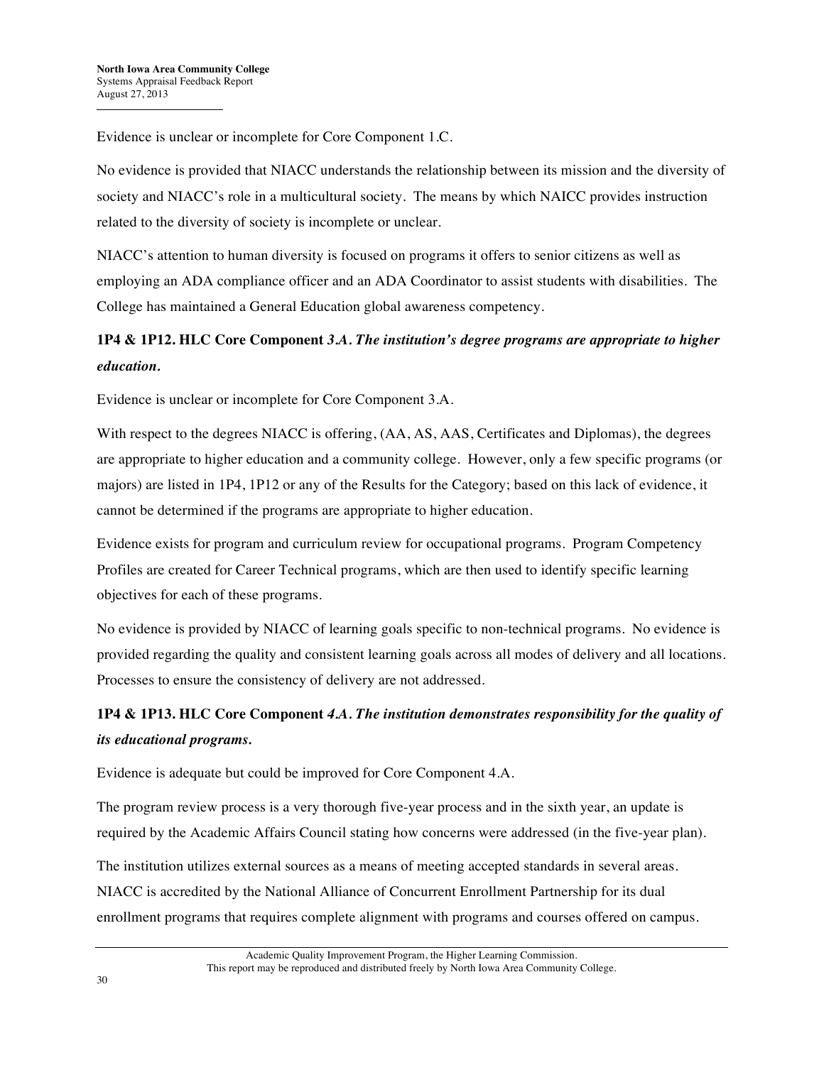Evidence is unclear or incomplete for Core Component 1.C.

No evidence is provided that NIACC understands the relationship between its mission and the diversity of society and NIACC's role in a multicultural society. The means by which NAICC provides instruction related to the diversity of society is incomplete or unclear.

NIACC's attention to human diversity is focused on programs it offers to senior citizens as well as employing an ADA compliance officer and an ADA Coordinator to assist students with disabilities. The College has maintained a General Education global awareness competency.

**1P4 & 1P12. HLC Core Component *3.A. The institution's degree programs are appropriate to higher education.***

Evidence is unclear or incomplete for Core Component 3.A.

With respect to the degrees NIACC is offering, (AA, AS, AAS, Certificates and Diplomas), the degrees are appropriate to higher education and a community college. However, only a few specific programs (or majors) are listed in 1P4, 1P12 or any of the Results for the Category; based on this lack of evidence, it cannot be determined if the programs are appropriate to higher education.

Evidence exists for program and curriculum review for occupational programs. Program Competency Profiles are created for Career Technical programs, which are then used to identify specific learning objectives for each of these programs.

No evidence is provided by NIACC of learning goals specific to non-technical programs. No evidence is provided regarding the quality and consistent learning goals across all modes of delivery and all locations. Processes to ensure the consistency of delivery are not addressed.

**1P4 & 1P13. HLC Core Component *4.A. The institution demonstrates responsibility for the quality of its educational programs.***

Evidence is adequate but could be improved for Core Component 4.A.

The program review process is a very thorough five-year process and in the sixth year, an update is required by the Academic Affairs Council stating how concerns were addressed (in the five-year plan).

The institution utilizes external sources as a means of meeting accepted standards in several areas. NIACC is accredited by the National Alliance of Concurrent Enrollment Partnership for its dual enrollment programs that requires complete alignment with programs and courses offered on campus.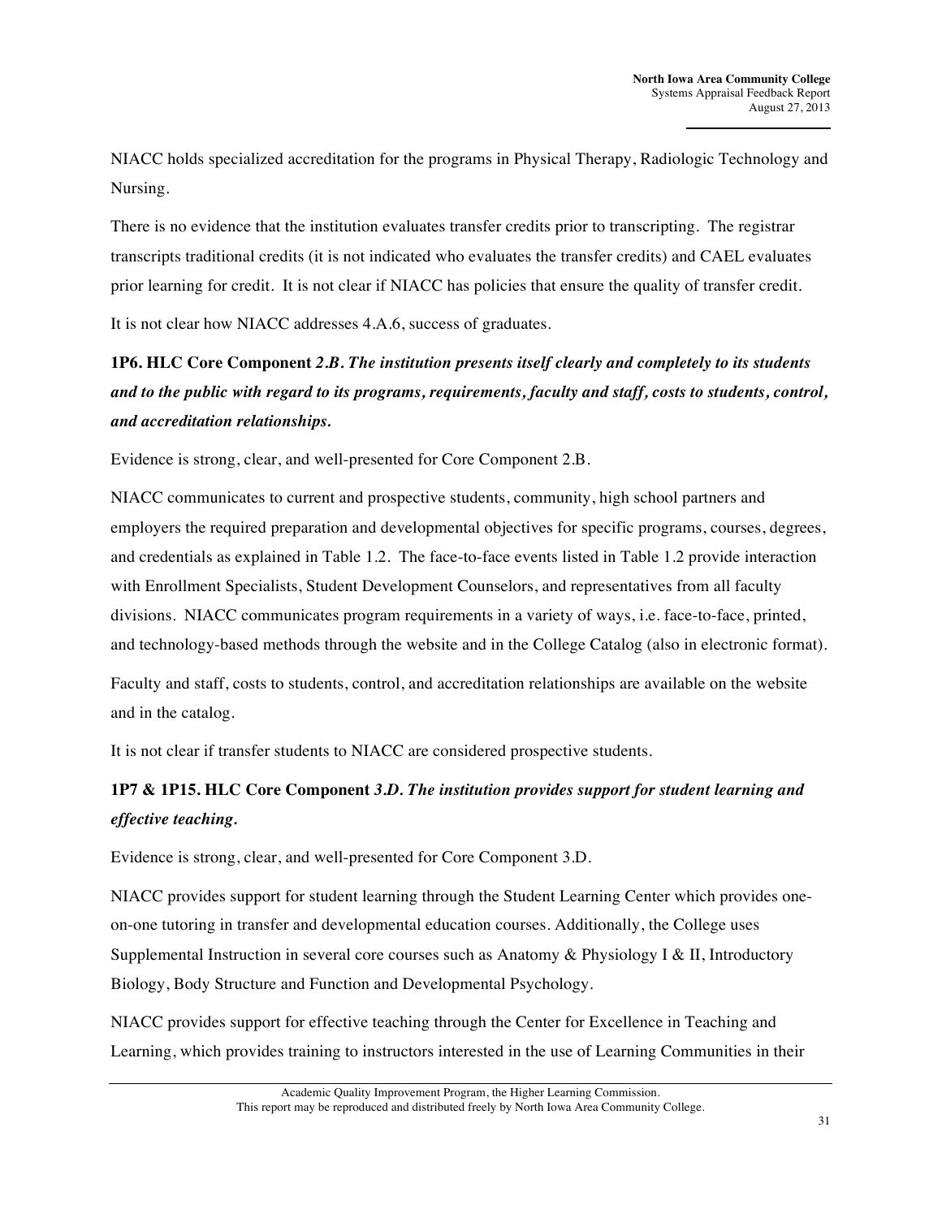NIACC holds specialized accreditation for the programs in Physical Therapy, Radiologic Technology and Nursing.

There is no evidence that the institution evaluates transfer credits prior to transcripting. The registrar transcripts traditional credits (it is not indicated who evaluates the transfer credits) and CAEL evaluates prior learning for credit. It is not clear if NIACC has policies that ensure the quality of transfer credit.

It is not clear how NIACC addresses 4.A.6, success of graduates.

**1P6. HLC Core Component** ***2.B. The institution presents itself clearly and completely to its students and to the public with regard to its programs, requirements, faculty and staff, costs to students, control, and accreditation relationships.***

Evidence is strong, clear, and well-presented for Core Component 2.B.

NIACC communicates to current and prospective students, community, high school partners and employers the required preparation and developmental objectives for specific programs, courses, degrees, and credentials as explained in Table 1.2. The face-to-face events listed in Table 1.2 provide interaction with Enrollment Specialists, Student Development Counselors, and representatives from all faculty divisions. NIACC communicates program requirements in a variety of ways, i.e. face-to-face, printed, and technology-based methods through the website and in the College Catalog (also in electronic format).

Faculty and staff, costs to students, control, and accreditation relationships are available on the website and in the catalog.

It is not clear if transfer students to NIACC are considered prospective students.

**1P7 & 1P15. HLC Core Component** ***3.D. The institution provides support for student learning and effective teaching.***

Evidence is strong, clear, and well-presented for Core Component 3.D.

NIACC provides support for student learning through the Student Learning Center which provides one-on-one tutoring in transfer and developmental education courses. Additionally, the College uses Supplemental Instruction in several core courses such as Anatomy & Physiology I & II, Introductory Biology, Body Structure and Function and Developmental Psychology.

NIACC provides support for effective teaching through the Center for Excellence in Teaching and Learning, which provides training to instructors interested in the use of Learning Communities in their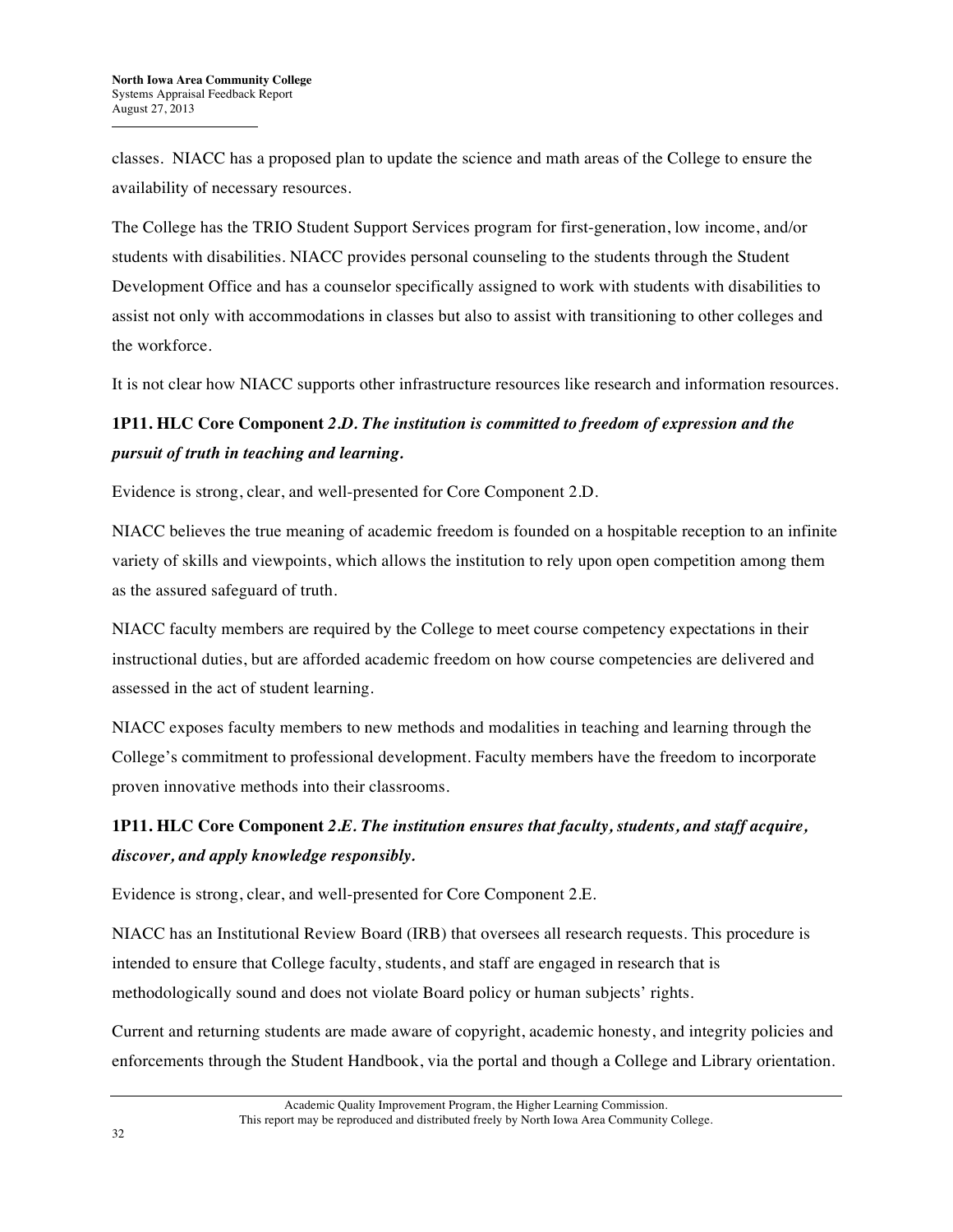classes.  NIACC has a proposed plan to update the science and math areas of the College to ensure the availability of necessary resources.

The College has the TRIO Student Support Services program for first-generation, low income, and/or students with disabilities. NIACC provides personal counseling to the students through the Student Development Office and has a counselor specifically assigned to work with students with disabilities to assist not only with accommodations in classes but also to assist with transitioning to other colleges and the workforce.

It is not clear how NIACC supports other infrastructure resources like research and information resources.

### 1P11. HLC Core Component *2.D. The institution is committed to freedom of expression and the pursuit of truth in teaching and learning.*

Evidence is strong, clear, and well-presented for Core Component 2.D.

NIACC believes the true meaning of academic freedom is founded on a hospitable reception to an infinite variety of skills and viewpoints, which allows the institution to rely upon open competition among them as the assured safeguard of truth.

NIACC faculty members are required by the College to meet course competency expectations in their instructional duties, but are afforded academic freedom on how course competencies are delivered and assessed in the act of student learning.

NIACC exposes faculty members to new methods and modalities in teaching and learning through the College's commitment to professional development. Faculty members have the freedom to incorporate proven innovative methods into their classrooms.

### 1P11. HLC Core Component *2.E. The institution ensures that faculty, students, and staff acquire, discover, and apply knowledge responsibly.*

Evidence is strong, clear, and well-presented for Core Component 2.E.

NIACC has an Institutional Review Board (IRB) that oversees all research requests. This procedure is intended to ensure that College faculty, students, and staff are engaged in research that is methodologically sound and does not violate Board policy or human subjects' rights.

Current and returning students are made aware of copyright, academic honesty, and integrity policies and enforcements through the Student Handbook, via the portal and though a College and Library orientation.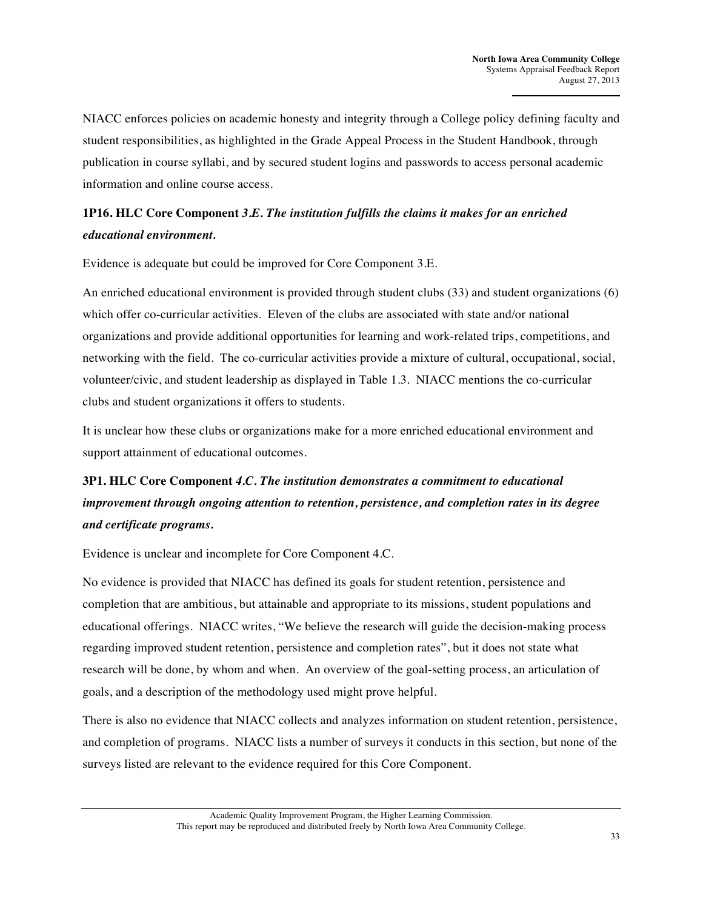NIACC enforces policies on academic honesty and integrity through a College policy defining faculty and student responsibilities, as highlighted in the Grade Appeal Process in the Student Handbook, through publication in course syllabi, and by secured student logins and passwords to access personal academic information and online course access.

**1P16. HLC Core Component *3.E. The institution fulfills the claims it makes for an enriched educational environment.***

Evidence is adequate but could be improved for Core Component 3.E.

An enriched educational environment is provided through student clubs (33) and student organizations (6) which offer co-curricular activities. Eleven of the clubs are associated with state and/or national organizations and provide additional opportunities for learning and work-related trips, competitions, and networking with the field. The co-curricular activities provide a mixture of cultural, occupational, social, volunteer/civic, and student leadership as displayed in Table 1.3. NIACC mentions the co-curricular clubs and student organizations it offers to students.

It is unclear how these clubs or organizations make for a more enriched educational environment and support attainment of educational outcomes.

**3P1. HLC Core Component *4.C. The institution demonstrates a commitment to educational improvement through ongoing attention to retention, persistence, and completion rates in its degree and certificate programs.***

Evidence is unclear and incomplete for Core Component 4.C.

No evidence is provided that NIACC has defined its goals for student retention, persistence and completion that are ambitious, but attainable and appropriate to its missions, student populations and educational offerings. NIACC writes, "We believe the research will guide the decision-making process regarding improved student retention, persistence and completion rates", but it does not state what research will be done, by whom and when. An overview of the goal-setting process, an articulation of goals, and a description of the methodology used might prove helpful.

There is also no evidence that NIACC collects and analyzes information on student retention, persistence, and completion of programs. NIACC lists a number of surveys it conducts in this section, but none of the surveys listed are relevant to the evidence required for this Core Component.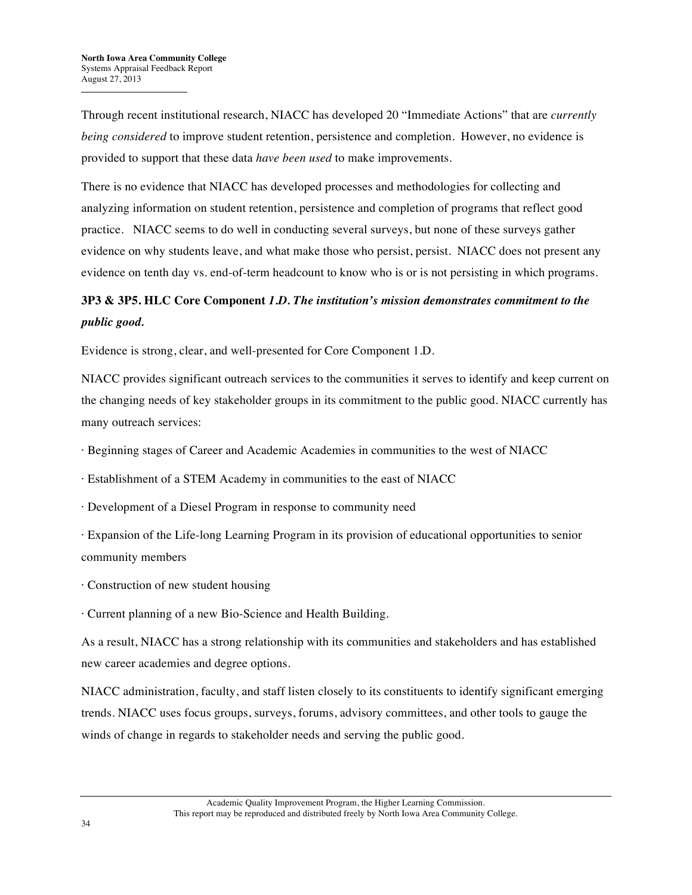Through recent institutional research, NIACC has developed 20 "Immediate Actions" that are *currently being considered* to improve student retention, persistence and completion. However, no evidence is provided to support that these data *have been used* to make improvements.

There is no evidence that NIACC has developed processes and methodologies for collecting and analyzing information on student retention, persistence and completion of programs that reflect good practice. NIACC seems to do well in conducting several surveys, but none of these surveys gather evidence on why students leave, and what make those who persist, persist. NIACC does not present any evidence on tenth day vs. end-of-term headcount to know who is or is not persisting in which programs.

**3P3 & 3P5. HLC Core Component *1.D. The institution's mission demonstrates commitment to the public good.***

Evidence is strong, clear, and well-presented for Core Component 1.D.

NIACC provides significant outreach services to the communities it serves to identify and keep current on the changing needs of key stakeholder groups in its commitment to the public good. NIACC currently has many outreach services:

· Beginning stages of Career and Academic Academies in communities to the west of NIACC

· Establishment of a STEM Academy in communities to the east of NIACC

· Development of a Diesel Program in response to community need

· Expansion of the Life-long Learning Program in its provision of educational opportunities to senior community members

· Construction of new student housing

· Current planning of a new Bio-Science and Health Building.

As a result, NIACC has a strong relationship with its communities and stakeholders and has established new career academies and degree options.

NIACC administration, faculty, and staff listen closely to its constituents to identify significant emerging trends. NIACC uses focus groups, surveys, forums, advisory committees, and other tools to gauge the winds of change in regards to stakeholder needs and serving the public good.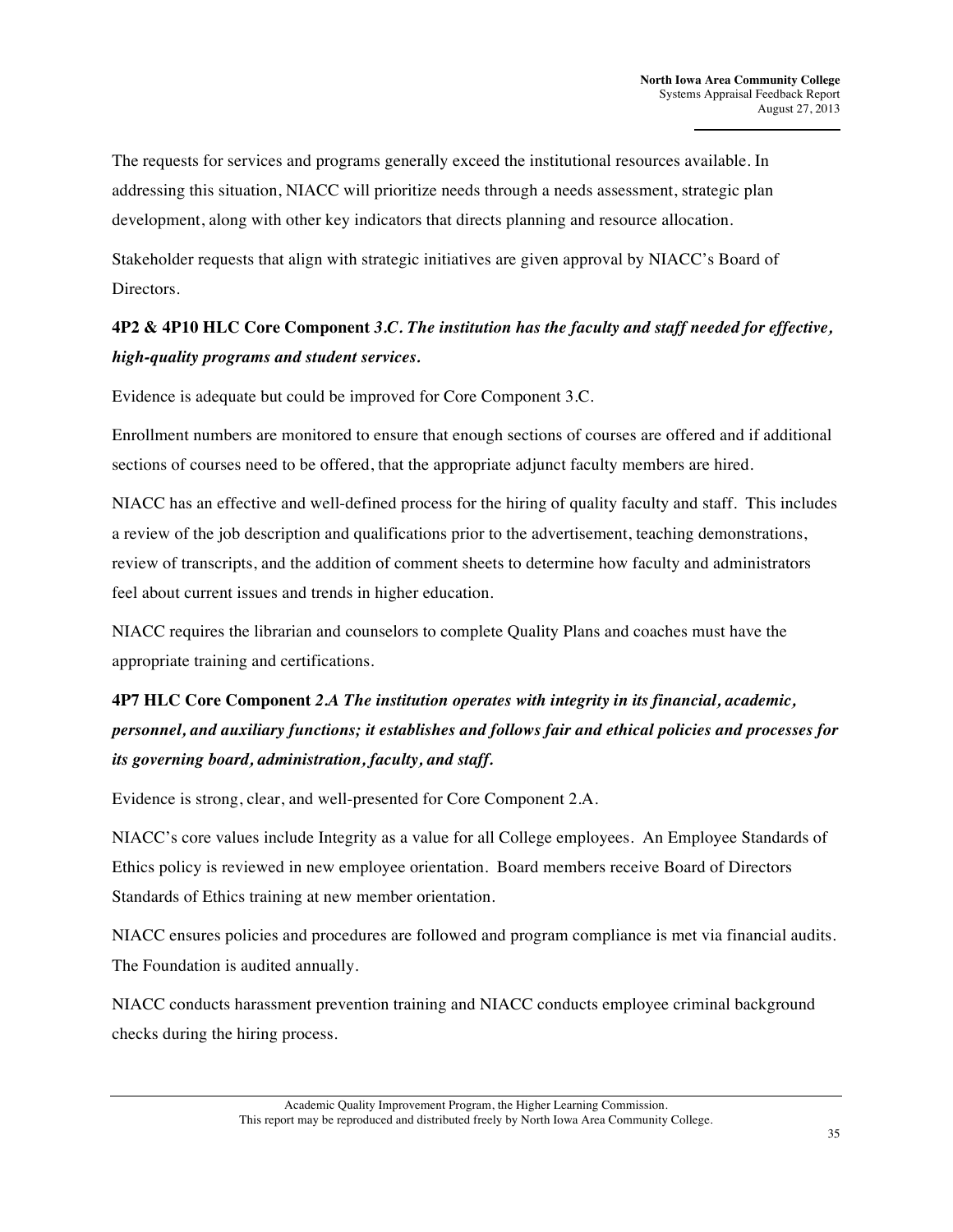The requests for services and programs generally exceed the institutional resources available. In addressing this situation, NIACC will prioritize needs through a needs assessment, strategic plan development, along with other key indicators that directs planning and resource allocation.

Stakeholder requests that align with strategic initiatives are given approval by NIACC's Board of Directors.

**4P2 & 4P10 HLC Core Component** ***3.C. The institution has the faculty and staff needed for effective, high-quality programs and student services.***

Evidence is adequate but could be improved for Core Component 3.C.

Enrollment numbers are monitored to ensure that enough sections of courses are offered and if additional sections of courses need to be offered, that the appropriate adjunct faculty members are hired.

NIACC has an effective and well-defined process for the hiring of quality faculty and staff. This includes a review of the job description and qualifications prior to the advertisement, teaching demonstrations, review of transcripts, and the addition of comment sheets to determine how faculty and administrators feel about current issues and trends in higher education.

NIACC requires the librarian and counselors to complete Quality Plans and coaches must have the appropriate training and certifications.

**4P7 HLC Core Component** ***2.A The institution operates with integrity in its financial, academic, personnel, and auxiliary functions; it establishes and follows fair and ethical policies and processes for its governing board, administration, faculty, and staff.***

Evidence is strong, clear, and well-presented for Core Component 2.A.

NIACC's core values include Integrity as a value for all College employees. An Employee Standards of Ethics policy is reviewed in new employee orientation. Board members receive Board of Directors Standards of Ethics training at new member orientation.

NIACC ensures policies and procedures are followed and program compliance is met via financial audits. The Foundation is audited annually.

NIACC conducts harassment prevention training and NIACC conducts employee criminal background checks during the hiring process.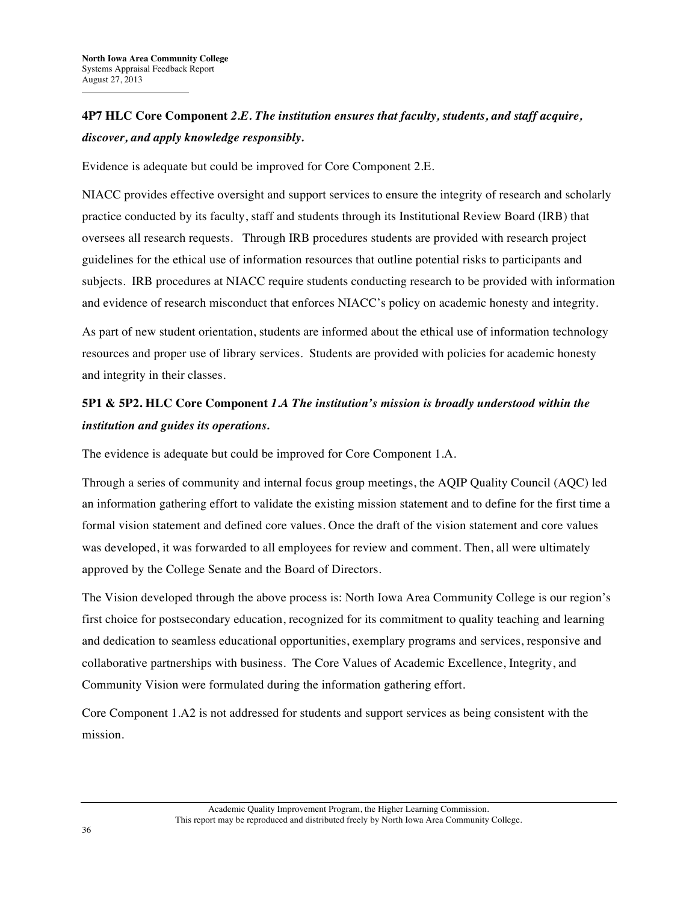**4P7 HLC Core Component** ***2.E. The institution ensures that faculty, students, and staff acquire, discover, and apply knowledge responsibly.***

Evidence is adequate but could be improved for Core Component 2.E.

NIACC provides effective oversight and support services to ensure the integrity of research and scholarly practice conducted by its faculty, staff and students through its Institutional Review Board (IRB) that oversees all research requests. Through IRB procedures students are provided with research project guidelines for the ethical use of information resources that outline potential risks to participants and subjects. IRB procedures at NIACC require students conducting research to be provided with information and evidence of research misconduct that enforces NIACC's policy on academic honesty and integrity.

As part of new student orientation, students are informed about the ethical use of information technology resources and proper use of library services. Students are provided with policies for academic honesty and integrity in their classes.

**5P1 & 5P2. HLC Core Component** ***1.A The institution's mission is broadly understood within the institution and guides its operations.***

The evidence is adequate but could be improved for Core Component 1.A.

Through a series of community and internal focus group meetings, the AQIP Quality Council (AQC) led an information gathering effort to validate the existing mission statement and to define for the first time a formal vision statement and defined core values. Once the draft of the vision statement and core values was developed, it was forwarded to all employees for review and comment. Then, all were ultimately approved by the College Senate and the Board of Directors.

The Vision developed through the above process is: North Iowa Area Community College is our region's first choice for postsecondary education, recognized for its commitment to quality teaching and learning and dedication to seamless educational opportunities, exemplary programs and services, responsive and collaborative partnerships with business. The Core Values of Academic Excellence, Integrity, and Community Vision were formulated during the information gathering effort.

Core Component 1.A2 is not addressed for students and support services as being consistent with the mission.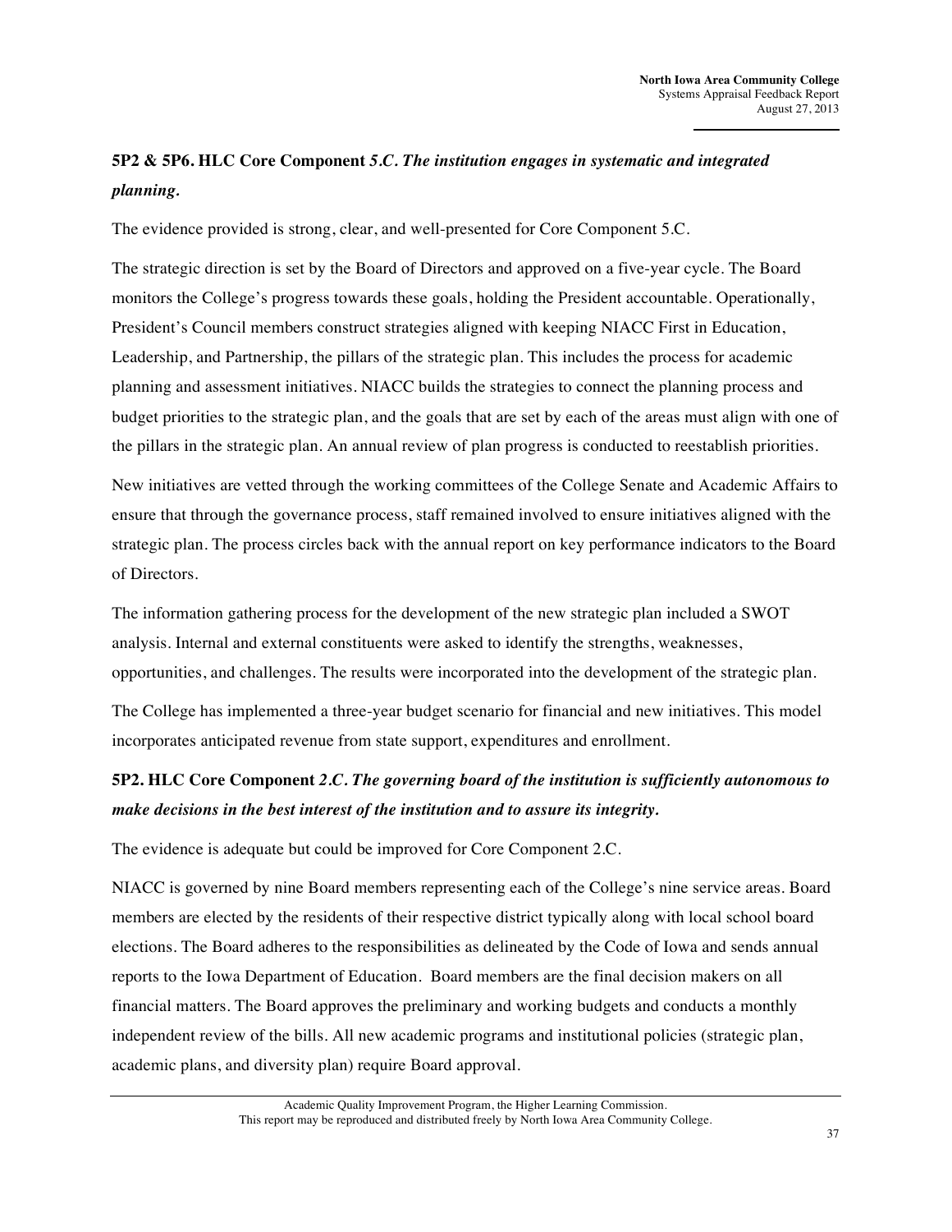**5P2 & 5P6. HLC Core Component *5.C. The institution engages in systematic and integrated planning.***

The evidence provided is strong, clear, and well-presented for Core Component 5.C.

The strategic direction is set by the Board of Directors and approved on a five-year cycle. The Board monitors the College's progress towards these goals, holding the President accountable. Operationally, President's Council members construct strategies aligned with keeping NIACC First in Education, Leadership, and Partnership, the pillars of the strategic plan. This includes the process for academic planning and assessment initiatives. NIACC builds the strategies to connect the planning process and budget priorities to the strategic plan, and the goals that are set by each of the areas must align with one of the pillars in the strategic plan. An annual review of plan progress is conducted to reestablish priorities.

New initiatives are vetted through the working committees of the College Senate and Academic Affairs to ensure that through the governance process, staff remained involved to ensure initiatives aligned with the strategic plan. The process circles back with the annual report on key performance indicators to the Board of Directors.

The information gathering process for the development of the new strategic plan included a SWOT analysis. Internal and external constituents were asked to identify the strengths, weaknesses, opportunities, and challenges. The results were incorporated into the development of the strategic plan.

The College has implemented a three-year budget scenario for financial and new initiatives. This model incorporates anticipated revenue from state support, expenditures and enrollment.

**5P2. HLC Core Component *2.C. The governing board of the institution is sufficiently autonomous to make decisions in the best interest of the institution and to assure its integrity.***

The evidence is adequate but could be improved for Core Component 2.C.

NIACC is governed by nine Board members representing each of the College's nine service areas. Board members are elected by the residents of their respective district typically along with local school board elections. The Board adheres to the responsibilities as delineated by the Code of Iowa and sends annual reports to the Iowa Department of Education. Board members are the final decision makers on all financial matters. The Board approves the preliminary and working budgets and conducts a monthly independent review of the bills. All new academic programs and institutional policies (strategic plan, academic plans, and diversity plan) require Board approval.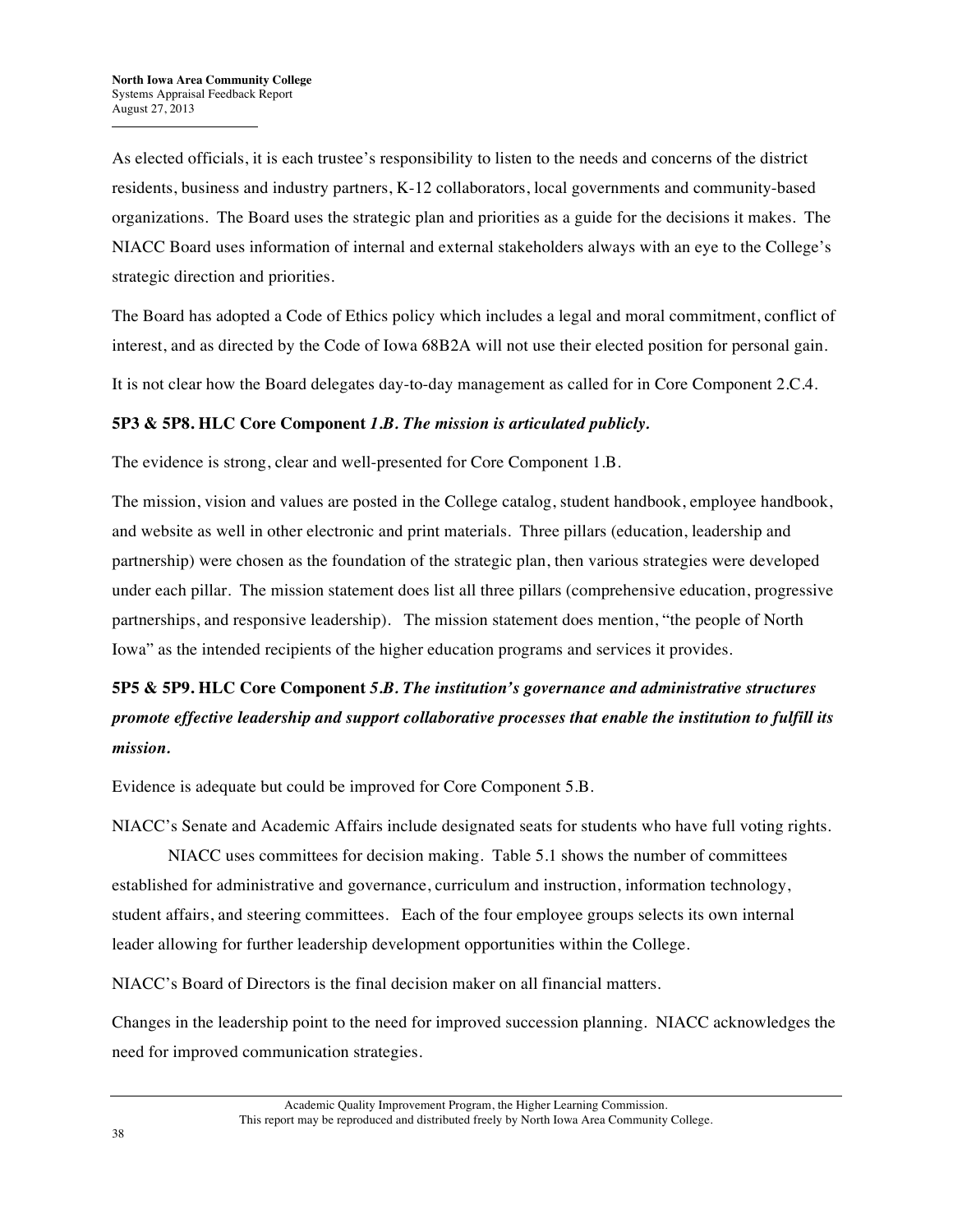As elected officials, it is each trustee's responsibility to listen to the needs and concerns of the district residents, business and industry partners, K-12 collaborators, local governments and community-based organizations. The Board uses the strategic plan and priorities as a guide for the decisions it makes. The NIACC Board uses information of internal and external stakeholders always with an eye to the College's strategic direction and priorities.

The Board has adopted a Code of Ethics policy which includes a legal and moral commitment, conflict of interest, and as directed by the Code of Iowa 68B2A will not use their elected position for personal gain.

It is not clear how the Board delegates day-to-day management as called for in Core Component 2.C.4.

**5P3 & 5P8. HLC Core Component *1.B. The mission is articulated publicly.***

The evidence is strong, clear and well-presented for Core Component 1.B.

The mission, vision and values are posted in the College catalog, student handbook, employee handbook, and website as well in other electronic and print materials. Three pillars (education, leadership and partnership) were chosen as the foundation of the strategic plan, then various strategies were developed under each pillar. The mission statement does list all three pillars (comprehensive education, progressive partnerships, and responsive leadership). The mission statement does mention, "the people of North Iowa" as the intended recipients of the higher education programs and services it provides.

**5P5 & 5P9. HLC Core Component *5.B. The institution's governance and administrative structures promote effective leadership and support collaborative processes that enable the institution to fulfill its mission.***

Evidence is adequate but could be improved for Core Component 5.B.

NIACC's Senate and Academic Affairs include designated seats for students who have full voting rights.

NIACC uses committees for decision making. Table 5.1 shows the number of committees established for administrative and governance, curriculum and instruction, information technology, student affairs, and steering committees. Each of the four employee groups selects its own internal leader allowing for further leadership development opportunities within the College.

NIACC's Board of Directors is the final decision maker on all financial matters.

Changes in the leadership point to the need for improved succession planning. NIACC acknowledges the need for improved communication strategies.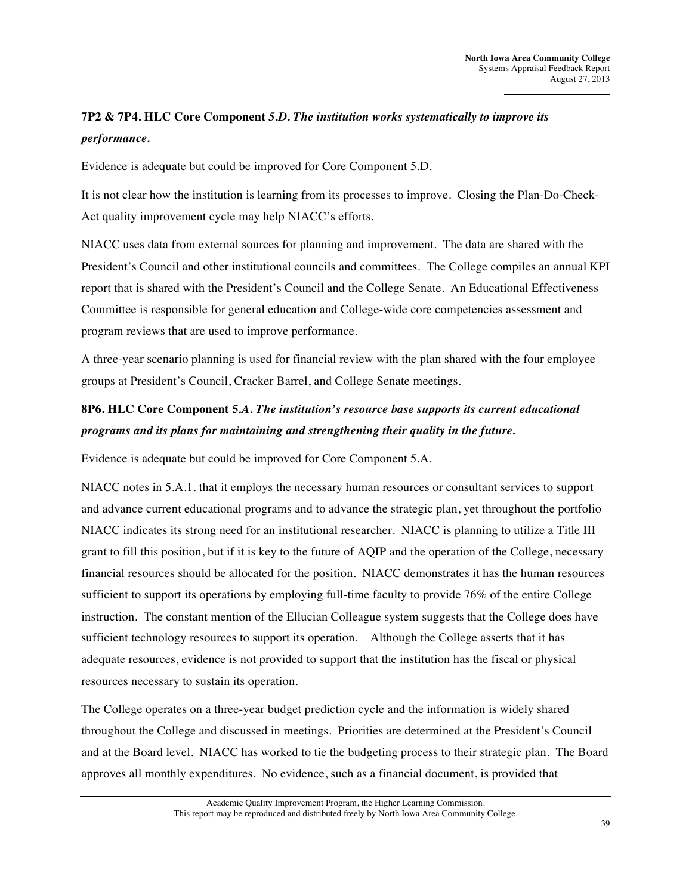### 7P2 & 7P4. HLC Core Component *5.D. The institution works systematically to improve its performance.*

Evidence is adequate but could be improved for Core Component 5.D.

It is not clear how the institution is learning from its processes to improve. Closing the Plan-Do-Check-Act quality improvement cycle may help NIACC's efforts.

NIACC uses data from external sources for planning and improvement. The data are shared with the President's Council and other institutional councils and committees. The College compiles an annual KPI report that is shared with the President's Council and the College Senate. An Educational Effectiveness Committee is responsible for general education and College-wide core competencies assessment and program reviews that are used to improve performance.

A three-year scenario planning is used for financial review with the plan shared with the four employee groups at President's Council, Cracker Barrel, and College Senate meetings.

### 8P6. HLC Core Component 5*.A. The institution's resource base supports its current educational programs and its plans for maintaining and strengthening their quality in the future.*

Evidence is adequate but could be improved for Core Component 5.A.

NIACC notes in 5.A.1. that it employs the necessary human resources or consultant services to support and advance current educational programs and to advance the strategic plan, yet throughout the portfolio NIACC indicates its strong need for an institutional researcher. NIACC is planning to utilize a Title III grant to fill this position, but if it is key to the future of AQIP and the operation of the College, necessary financial resources should be allocated for the position. NIACC demonstrates it has the human resources sufficient to support its operations by employing full-time faculty to provide 76% of the entire College instruction. The constant mention of the Ellucian Colleague system suggests that the College does have sufficient technology resources to support its operation. Although the College asserts that it has adequate resources, evidence is not provided to support that the institution has the fiscal or physical resources necessary to sustain its operation.

The College operates on a three-year budget prediction cycle and the information is widely shared throughout the College and discussed in meetings. Priorities are determined at the President's Council and at the Board level. NIACC has worked to tie the budgeting process to their strategic plan. The Board approves all monthly expenditures. No evidence, such as a financial document, is provided that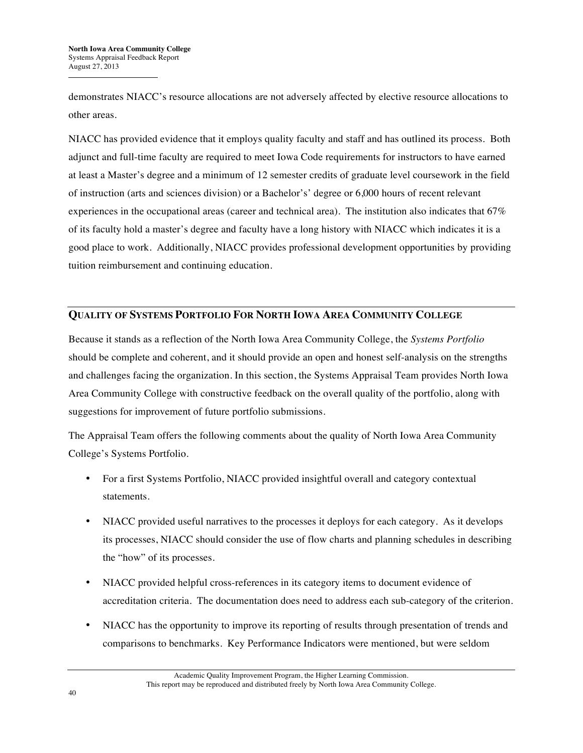demonstrates NIACC's resource allocations are not adversely affected by elective resource allocations to other areas.

NIACC has provided evidence that it employs quality faculty and staff and has outlined its process. Both adjunct and full-time faculty are required to meet Iowa Code requirements for instructors to have earned at least a Master's degree and a minimum of 12 semester credits of graduate level coursework in the field of instruction (arts and sciences division) or a Bachelor's' degree or 6,000 hours of recent relevant experiences in the occupational areas (career and technical area). The institution also indicates that 67% of its faculty hold a master's degree and faculty have a long history with NIACC which indicates it is a good place to work. Additionally, NIACC provides professional development opportunities by providing tuition reimbursement and continuing education.

## QUALITY OF SYSTEMS PORTFOLIO FOR NORTH IOWA AREA COMMUNITY COLLEGE

Because it stands as a reflection of the North Iowa Area Community College, the *Systems Portfolio* should be complete and coherent, and it should provide an open and honest self-analysis on the strengths and challenges facing the organization. In this section, the Systems Appraisal Team provides North Iowa Area Community College with constructive feedback on the overall quality of the portfolio, along with suggestions for improvement of future portfolio submissions.

The Appraisal Team offers the following comments about the quality of North Iowa Area Community College's Systems Portfolio.

- For a first Systems Portfolio, NIACC provided insightful overall and category contextual statements.
- NIACC provided useful narratives to the processes it deploys for each category. As it develops its processes, NIACC should consider the use of flow charts and planning schedules in describing the "how" of its processes.
- NIACC provided helpful cross-references in its category items to document evidence of accreditation criteria. The documentation does need to address each sub-category of the criterion.
- NIACC has the opportunity to improve its reporting of results through presentation of trends and comparisons to benchmarks. Key Performance Indicators were mentioned, but were seldom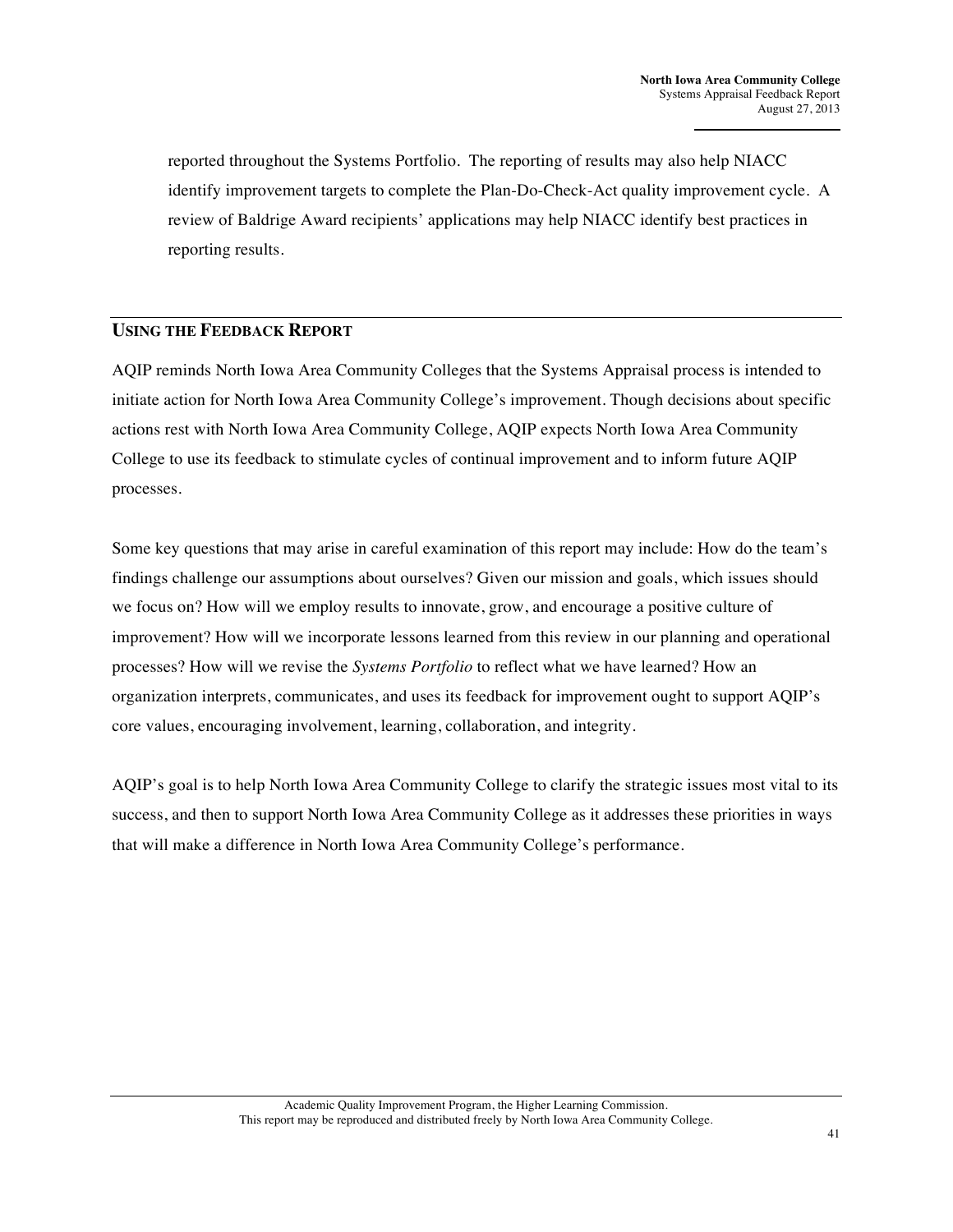reported throughout the Systems Portfolio. The reporting of results may also help NIACC identify improvement targets to complete the Plan-Do-Check-Act quality improvement cycle. A review of Baldrige Award recipients' applications may help NIACC identify best practices in reporting results.

## USING THE FEEDBACK REPORT

AQIP reminds North Iowa Area Community Colleges that the Systems Appraisal process is intended to initiate action for North Iowa Area Community College's improvement. Though decisions about specific actions rest with North Iowa Area Community College, AQIP expects North Iowa Area Community College to use its feedback to stimulate cycles of continual improvement and to inform future AQIP processes.

Some key questions that may arise in careful examination of this report may include: How do the team's findings challenge our assumptions about ourselves? Given our mission and goals, which issues should we focus on? How will we employ results to innovate, grow, and encourage a positive culture of improvement? How will we incorporate lessons learned from this review in our planning and operational processes? How will we revise the *Systems Portfolio* to reflect what we have learned? How an organization interprets, communicates, and uses its feedback for improvement ought to support AQIP's core values, encouraging involvement, learning, collaboration, and integrity.

AQIP's goal is to help North Iowa Area Community College to clarify the strategic issues most vital to its success, and then to support North Iowa Area Community College as it addresses these priorities in ways that will make a difference in North Iowa Area Community College's performance.